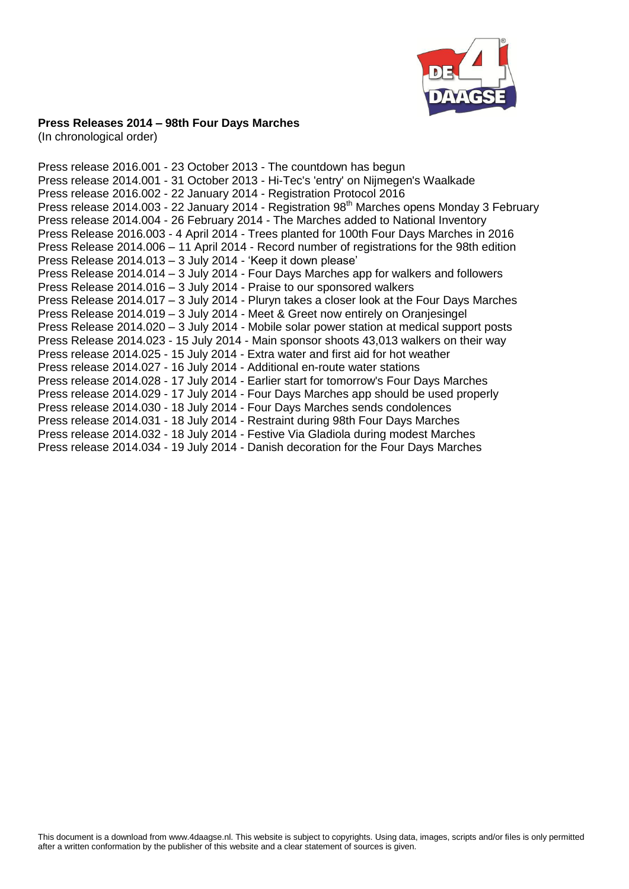**Press Releases 2014 – 98th Four Days Marches**
(In chronological order)

Press release 2016.001 - 23 October 2013 - The countdown has begun
Press release 2014.001 - 31 October 2013 - Hi-Tec's 'entry' on Nijmegen's Waalkade
Press release 2016.002 - 22 January 2014 - Registration Protocol 2016
Press release 2014.003 - 22 January 2014 - Registration 98th Marches opens Monday 3 February
Press release 2014.004 - 26 February 2014 - The Marches added to National Inventory
Press Release 2016.003 - 4 April 2014 - Trees planted for 100th Four Days Marches in 2016
Press Release 2014.006 – 11 April 2014 - Record number of registrations for the 98th edition
Press Release 2014.013 – 3 July 2014 - 'Keep it down please'
Press Release 2014.014 – 3 July 2014 - Four Days Marches app for walkers and followers
Press Release 2014.016 – 3 July 2014 - Praise to our sponsored walkers
Press Release 2014.017 – 3 July 2014 - Pluryn takes a closer look at the Four Days Marches
Press Release 2014.019 – 3 July 2014 - Meet & Greet now entirely on Oranjesingel
Press Release 2014.020 – 3 July 2014 - Mobile solar power station at medical support posts
Press Release 2014.023 - 15 July 2014 - Main sponsor shoots 43,013 walkers on their way
Press release 2014.025 - 15 July 2014 - Extra water and first aid for hot weather
Press release 2014.027 - 16 July 2014 - Additional en-route water stations
Press release 2014.028 - 17 July 2014 - Earlier start for tomorrow's Four Days Marches
Press release 2014.029 - 17 July 2014 - Four Days Marches app should be used properly
Press release 2014.030 - 18 July 2014 - Four Days Marches sends condolences
Press release 2014.031 - 18 July 2014 - Restraint during 98th Four Days Marches
Press release 2014.032 - 18 July 2014 - Festive Via Gladiola during modest Marches
Press release 2014.034 - 19 July 2014 - Danish decoration for the Four Days Marches

This document is a download from www.4daagse.nl. This website is subject to copyrights. Using data, images, scripts and/or files is only permitted after a written conformation by the publisher of this website and a clear statement of sources is given.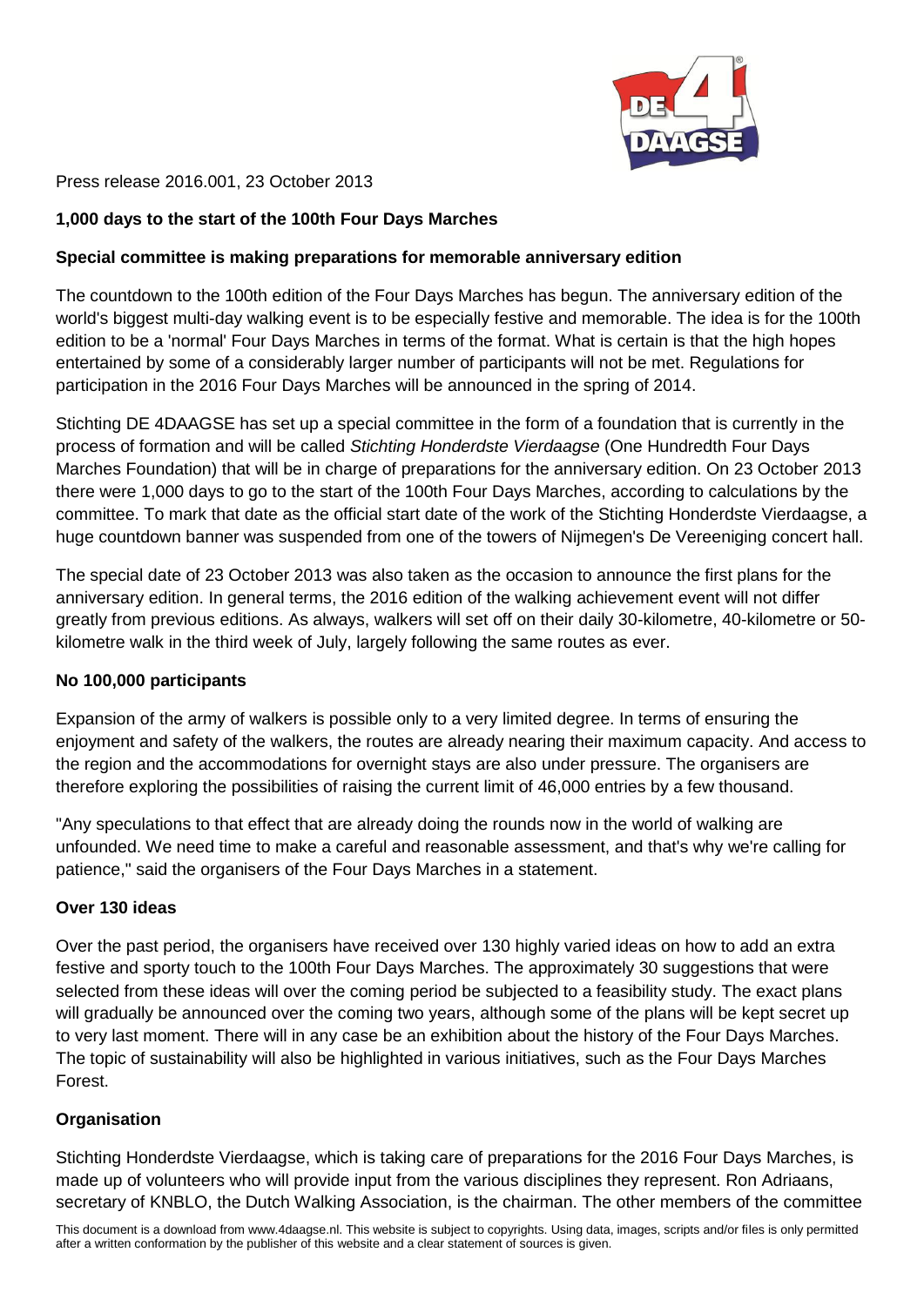Press release 2016.001, 23 October 2013

**1,000 days to the start of the 100th Four Days Marches**

**Special committee is making preparations for memorable anniversary edition**

The countdown to the 100th edition of the Four Days Marches has begun. The anniversary edition of the world's biggest multi-day walking event is to be especially festive and memorable. The idea is for the 100th edition to be a 'normal' Four Days Marches in terms of the format. What is certain is that the high hopes entertained by some of a considerably larger number of participants will not be met. Regulations for participation in the 2016 Four Days Marches will be announced in the spring of 2014.

Stichting DE 4DAAGSE has set up a special committee in the form of a foundation that is currently in the process of formation and will be called *Stichting Honderdste Vierdaagse* (One Hundredth Four Days Marches Foundation) that will be in charge of preparations for the anniversary edition. On 23 October 2013 there were 1,000 days to go to the start of the 100th Four Days Marches, according to calculations by the committee. To mark that date as the official start date of the work of the Stichting Honderdste Vierdaagse, a huge countdown banner was suspended from one of the towers of Nijmegen's De Vereeniging concert hall.

The special date of 23 October 2013 was also taken as the occasion to announce the first plans for the anniversary edition. In general terms, the 2016 edition of the walking achievement event will not differ greatly from previous editions. As always, walkers will set off on their daily 30-kilometre, 40-kilometre or 50-kilometre walk in the third week of July, largely following the same routes as ever.

**No 100,000 participants**

Expansion of the army of walkers is possible only to a very limited degree. In terms of ensuring the enjoyment and safety of the walkers, the routes are already nearing their maximum capacity. And access to the region and the accommodations for overnight stays are also under pressure. The organisers are therefore exploring the possibilities of raising the current limit of 46,000 entries by a few thousand.

"Any speculations to that effect that are already doing the rounds now in the world of walking are unfounded. We need time to make a careful and reasonable assessment, and that's why we're calling for patience," said the organisers of the Four Days Marches in a statement.

**Over 130 ideas**

Over the past period, the organisers have received over 130 highly varied ideas on how to add an extra festive and sporty touch to the 100th Four Days Marches. The approximately 30 suggestions that were selected from these ideas will over the coming period be subjected to a feasibility study. The exact plans will gradually be announced over the coming two years, although some of the plans will be kept secret up to very last moment. There will in any case be an exhibition about the history of the Four Days Marches. The topic of sustainability will also be highlighted in various initiatives, such as the Four Days Marches Forest.

**Organisation**

Stichting Honderdste Vierdaagse, which is taking care of preparations for the 2016 Four Days Marches, is made up of volunteers who will provide input from the various disciplines they represent. Ron Adriaans, secretary of KNBLO, the Dutch Walking Association, is the chairman. The other members of the committee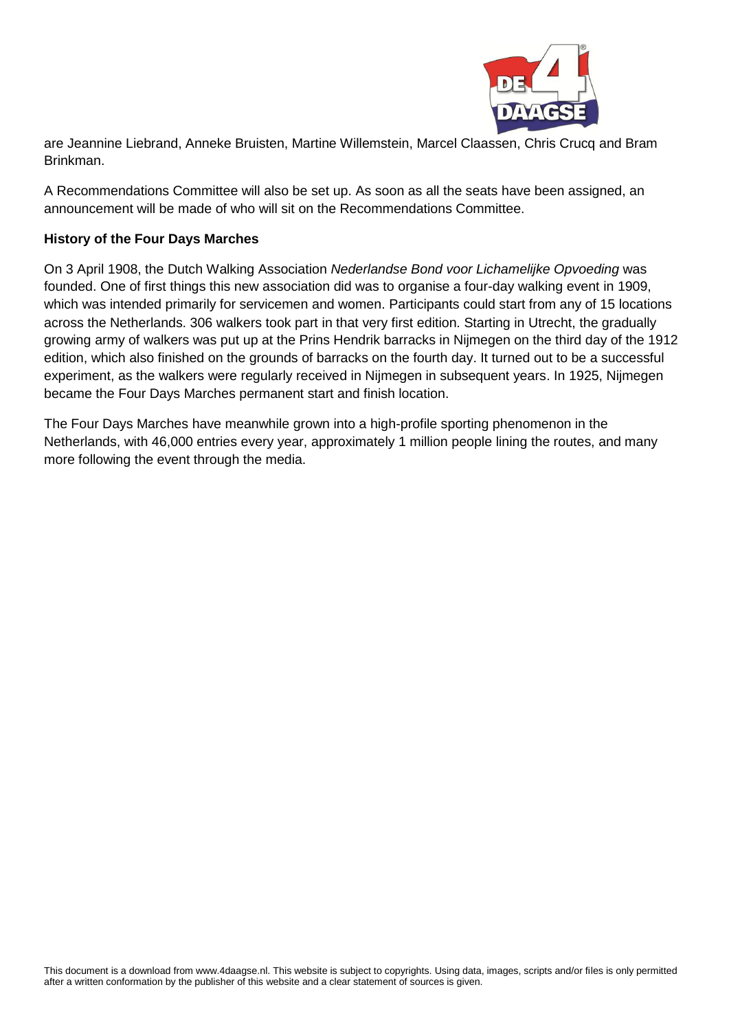are Jeannine Liebrand, Anneke Bruisten, Martine Willemstein, Marcel Claassen, Chris Crucq and Bram Brinkman.

A Recommendations Committee will also be set up. As soon as all the seats have been assigned, an announcement will be made of who will sit on the Recommendations Committee.

**History of the Four Days Marches**

On 3 April 1908, the Dutch Walking Association *Nederlandse Bond voor Lichamelijke Opvoeding* was founded. One of first things this new association did was to organise a four-day walking event in 1909, which was intended primarily for servicemen and women. Participants could start from any of 15 locations across the Netherlands. 306 walkers took part in that very first edition. Starting in Utrecht, the gradually growing army of walkers was put up at the Prins Hendrik barracks in Nijmegen on the third day of the 1912 edition, which also finished on the grounds of barracks on the fourth day. It turned out to be a successful experiment, as the walkers were regularly received in Nijmegen in subsequent years. In 1925, Nijmegen became the Four Days Marches permanent start and finish location.

The Four Days Marches have meanwhile grown into a high-profile sporting phenomenon in the Netherlands, with 46,000 entries every year, approximately 1 million people lining the routes, and many more following the event through the media.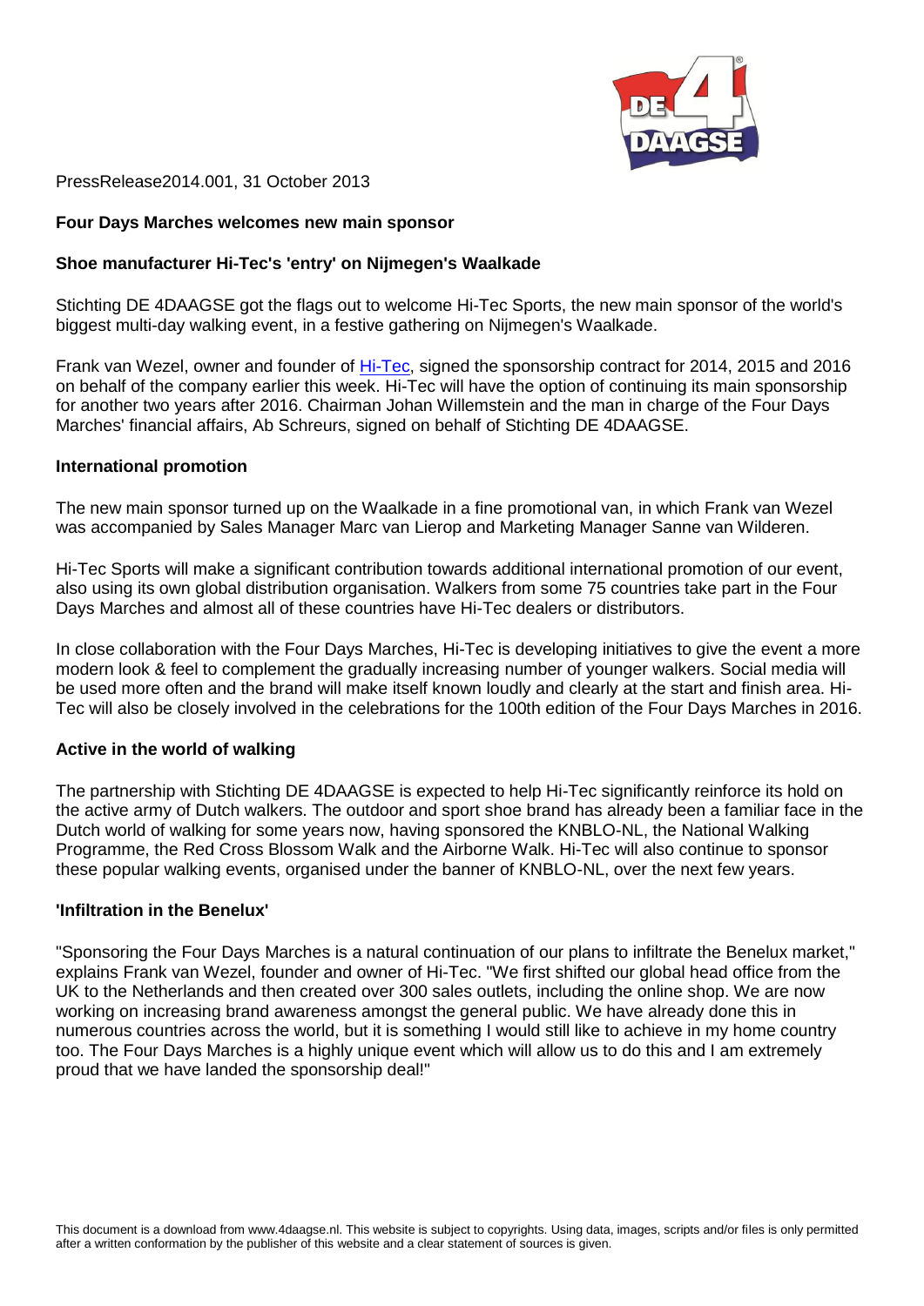PressRelease2014.001, 31 October 2013

**Four Days Marches welcomes new main sponsor**

**Shoe manufacturer Hi-Tec's 'entry' on Nijmegen's Waalkade**

Stichting DE 4DAAGSE got the flags out to welcome Hi-Tec Sports, the new main sponsor of the world's biggest multi-day walking event, in a festive gathering on Nijmegen's Waalkade.

Frank van Wezel, owner and founder of Hi-Tec, signed the sponsorship contract for 2014, 2015 and 2016 on behalf of the company earlier this week. Hi-Tec will have the option of continuing its main sponsorship for another two years after 2016. Chairman Johan Willemstein and the man in charge of the Four Days Marches' financial affairs, Ab Schreurs, signed on behalf of Stichting DE 4DAAGSE.

**International promotion**

The new main sponsor turned up on the Waalkade in a fine promotional van, in which Frank van Wezel was accompanied by Sales Manager Marc van Lierop and Marketing Manager Sanne van Wilderen.

Hi-Tec Sports will make a significant contribution towards additional international promotion of our event, also using its own global distribution organisation. Walkers from some 75 countries take part in the Four Days Marches and almost all of these countries have Hi-Tec dealers or distributors.

In close collaboration with the Four Days Marches, Hi-Tec is developing initiatives to give the event a more modern look & feel to complement the gradually increasing number of younger walkers. Social media will be used more often and the brand will make itself known loudly and clearly at the start and finish area. Hi-Tec will also be closely involved in the celebrations for the 100th edition of the Four Days Marches in 2016.

**Active in the world of walking**

The partnership with Stichting DE 4DAAGSE is expected to help Hi-Tec significantly reinforce its hold on the active army of Dutch walkers. The outdoor and sport shoe brand has already been a familiar face in the Dutch world of walking for some years now, having sponsored the KNBLO-NL, the National Walking Programme, the Red Cross Blossom Walk and the Airborne Walk. Hi-Tec will also continue to sponsor these popular walking events, organised under the banner of KNBLO-NL, over the next few years.

**'Infiltration in the Benelux'**

"Sponsoring the Four Days Marches is a natural continuation of our plans to infiltrate the Benelux market," explains Frank van Wezel, founder and owner of Hi-Tec. "We first shifted our global head office from the UK to the Netherlands and then created over 300 sales outlets, including the online shop. We are now working on increasing brand awareness amongst the general public. We have already done this in numerous countries across the world, but it is something I would still like to achieve in my home country too. The Four Days Marches is a highly unique event which will allow us to do this and I am extremely proud that we have landed the sponsorship deal!"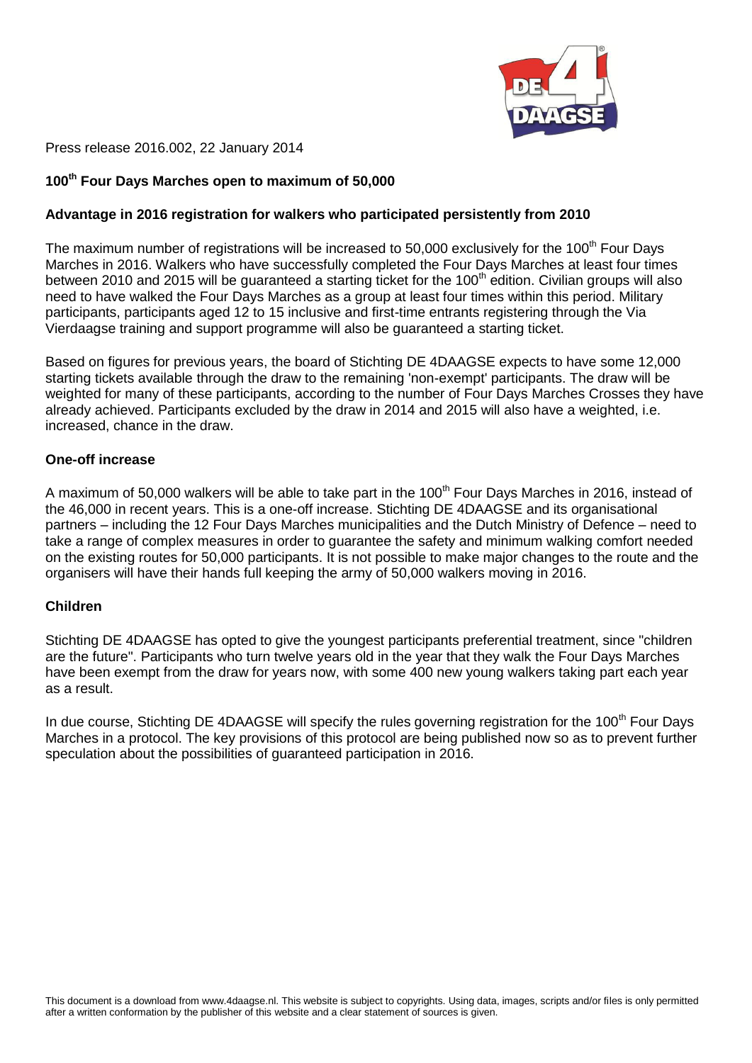Press release 2016.002, 22 January 2014

## 100th Four Days Marches open to maximum of 50,000

### Advantage in 2016 registration for walkers who participated persistently from 2010

The maximum number of registrations will be increased to 50,000 exclusively for the 100th Four Days Marches in 2016. Walkers who have successfully completed the Four Days Marches at least four times between 2010 and 2015 will be guaranteed a starting ticket for the 100th edition. Civilian groups will also need to have walked the Four Days Marches as a group at least four times within this period. Military participants, participants aged 12 to 15 inclusive and first-time entrants registering through the Via Vierdaagse training and support programme will also be guaranteed a starting ticket.

Based on figures for previous years, the board of Stichting DE 4DAAGSE expects to have some 12,000 starting tickets available through the draw to the remaining 'non-exempt' participants. The draw will be weighted for many of these participants, according to the number of Four Days Marches Crosses they have already achieved. Participants excluded by the draw in 2014 and 2015 will also have a weighted, i.e. increased, chance in the draw.

### One-off increase

A maximum of 50,000 walkers will be able to take part in the 100th Four Days Marches in 2016, instead of the 46,000 in recent years. This is a one-off increase. Stichting DE 4DAAGSE and its organisational partners – including the 12 Four Days Marches municipalities and the Dutch Ministry of Defence – need to take a range of complex measures in order to guarantee the safety and minimum walking comfort needed on the existing routes for 50,000 participants. It is not possible to make major changes to the route and the organisers will have their hands full keeping the army of 50,000 walkers moving in 2016.

### Children

Stichting DE 4DAAGSE has opted to give the youngest participants preferential treatment, since "children are the future". Participants who turn twelve years old in the year that they walk the Four Days Marches have been exempt from the draw for years now, with some 400 new young walkers taking part each year as a result.

In due course, Stichting DE 4DAAGSE will specify the rules governing registration for the 100th Four Days Marches in a protocol. The key provisions of this protocol are being published now so as to prevent further speculation about the possibilities of guaranteed participation in 2016.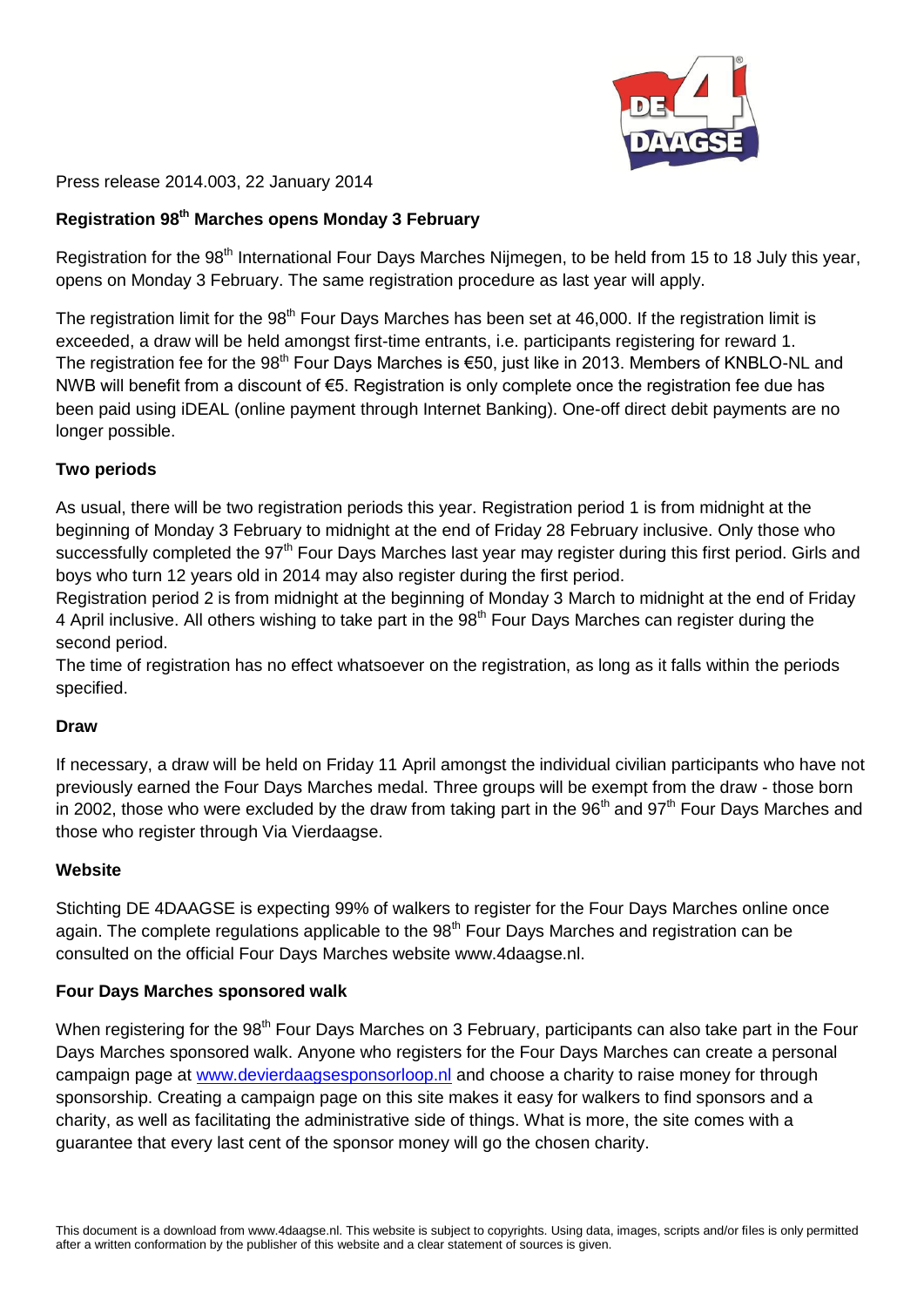Press release 2014.003, 22 January 2014

## Registration 98th Marches opens Monday 3 February

Registration for the 98th International Four Days Marches Nijmegen, to be held from 15 to 18 July this year, opens on Monday 3 February. The same registration procedure as last year will apply.

The registration limit for the 98th Four Days Marches has been set at 46,000. If the registration limit is exceeded, a draw will be held amongst first-time entrants, i.e. participants registering for reward 1. The registration fee for the 98th Four Days Marches is €50, just like in 2013. Members of KNBLO-NL and NWB will benefit from a discount of €5. Registration is only complete once the registration fee due has been paid using iDEAL (online payment through Internet Banking). One-off direct debit payments are no longer possible.

### Two periods

As usual, there will be two registration periods this year. Registration period 1 is from midnight at the beginning of Monday 3 February to midnight at the end of Friday 28 February inclusive. Only those who successfully completed the 97th Four Days Marches last year may register during this first period. Girls and boys who turn 12 years old in 2014 may also register during the first period.

Registration period 2 is from midnight at the beginning of Monday 3 March to midnight at the end of Friday 4 April inclusive. All others wishing to take part in the 98th Four Days Marches can register during the second period.

The time of registration has no effect whatsoever on the registration, as long as it falls within the periods specified.

### Draw

If necessary, a draw will be held on Friday 11 April amongst the individual civilian participants who have not previously earned the Four Days Marches medal. Three groups will be exempt from the draw - those born in 2002, those who were excluded by the draw from taking part in the 96th and 97th Four Days Marches and those who register through Via Vierdaagse.

### Website

Stichting DE 4DAAGSE is expecting 99% of walkers to register for the Four Days Marches online once again. The complete regulations applicable to the 98th Four Days Marches and registration can be consulted on the official Four Days Marches website www.4daagse.nl.

### Four Days Marches sponsored walk

When registering for the 98th Four Days Marches on 3 February, participants can also take part in the Four Days Marches sponsored walk. Anyone who registers for the Four Days Marches can create a personal campaign page at [www.devierdaagsesponsorloop.nl](http://www.devierdaagsesponsorloop.nl) and choose a charity to raise money for through sponsorship. Creating a campaign page on this site makes it easy for walkers to find sponsors and a charity, as well as facilitating the administrative side of things. What is more, the site comes with a guarantee that every last cent of the sponsor money will go the chosen charity.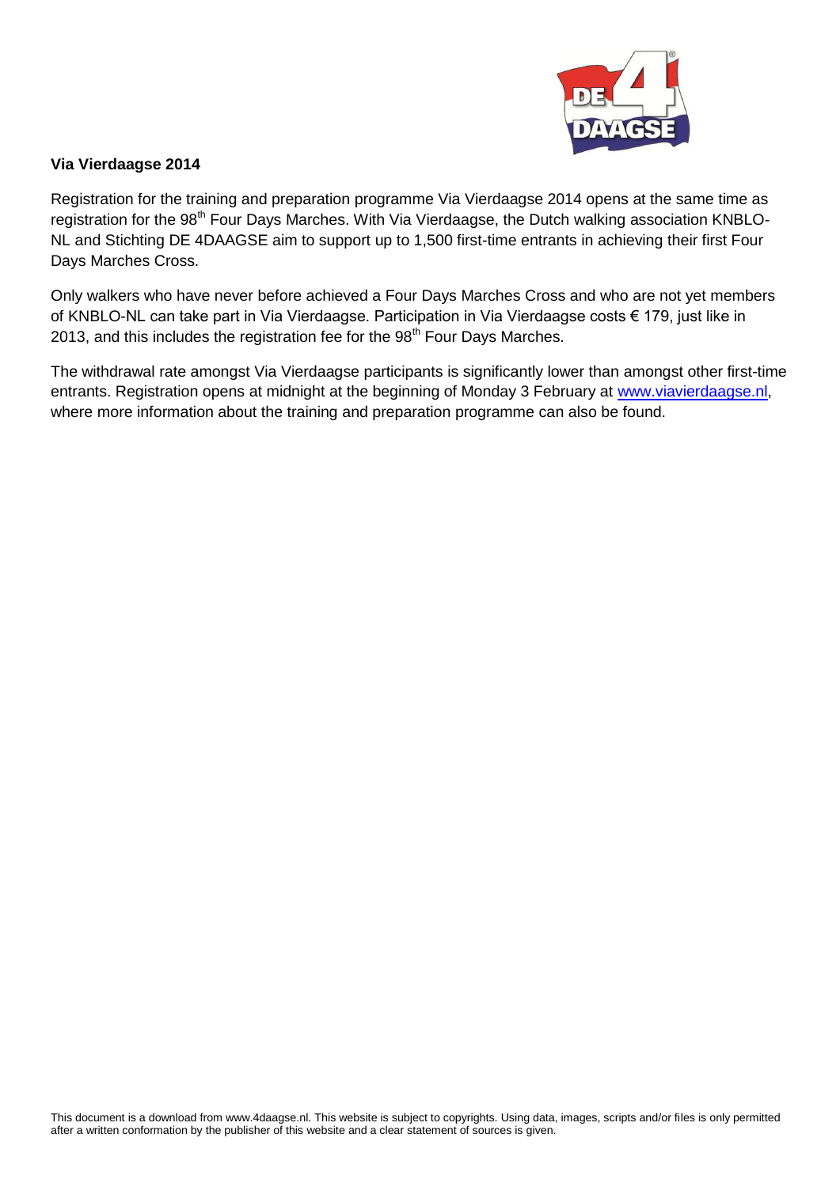**Via Vierdaagse 2014**

Registration for the training and preparation programme Via Vierdaagse 2014 opens at the same time as registration for the 98th Four Days Marches. With Via Vierdaagse, the Dutch walking association KNBLO-NL and Stichting DE 4DAAGSE aim to support up to 1,500 first-time entrants in achieving their first Four Days Marches Cross.

Only walkers who have never before achieved a Four Days Marches Cross and who are not yet members of KNBLO-NL can take part in Via Vierdaagse. Participation in Via Vierdaagse costs € 179, just like in 2013, and this includes the registration fee for the 98th Four Days Marches.

The withdrawal rate amongst Via Vierdaagse participants is significantly lower than amongst other first-time entrants. Registration opens at midnight at the beginning of Monday 3 February at www.viavierdaagse.nl, where more information about the training and preparation programme can also be found.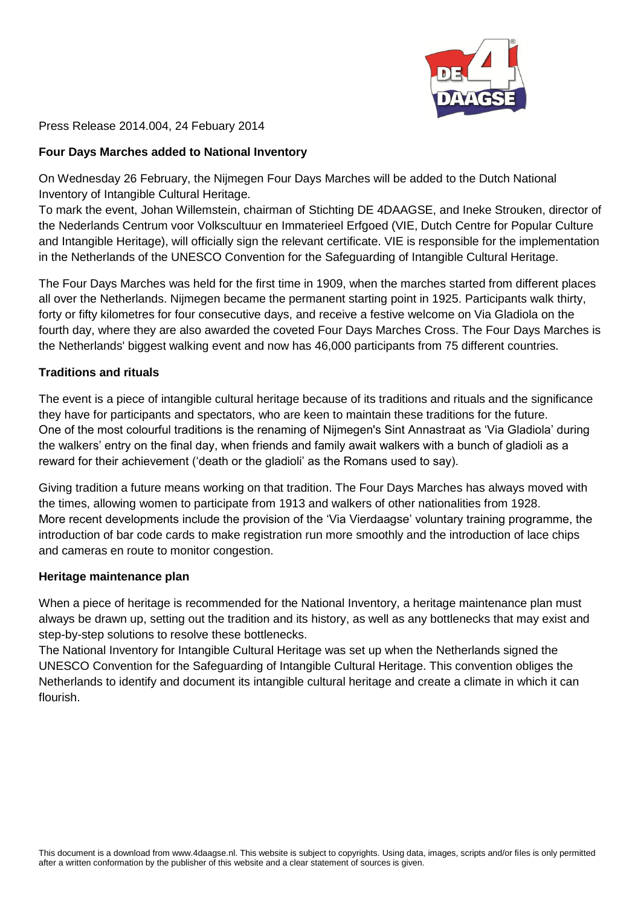Press Release 2014.004, 24 Febuary 2014

**Four Days Marches added to National Inventory**

On Wednesday 26 February, the Nijmegen Four Days Marches will be added to the Dutch National Inventory of Intangible Cultural Heritage.

To mark the event, Johan Willemstein, chairman of Stichting DE 4DAAGSE, and Ineke Strouken, director of the Nederlands Centrum voor Volkscultuur en Immaterieel Erfgoed (VIE, Dutch Centre for Popular Culture and Intangible Heritage), will officially sign the relevant certificate. VIE is responsible for the implementation in the Netherlands of the UNESCO Convention for the Safeguarding of Intangible Cultural Heritage.

The Four Days Marches was held for the first time in 1909, when the marches started from different places all over the Netherlands. Nijmegen became the permanent starting point in 1925. Participants walk thirty, forty or fifty kilometres for four consecutive days, and receive a festive welcome on Via Gladiola on the fourth day, where they are also awarded the coveted Four Days Marches Cross. The Four Days Marches is the Netherlands' biggest walking event and now has 46,000 participants from 75 different countries.

**Traditions and rituals**

The event is a piece of intangible cultural heritage because of its traditions and rituals and the significance they have for participants and spectators, who are keen to maintain these traditions for the future.

One of the most colourful traditions is the renaming of Nijmegen's Sint Annastraat as 'Via Gladiola' during the walkers' entry on the final day, when friends and family await walkers with a bunch of gladioli as a reward for their achievement ('death or the gladioli' as the Romans used to say).

Giving tradition a future means working on that tradition. The Four Days Marches has always moved with the times, allowing women to participate from 1913 and walkers of other nationalities from 1928.

More recent developments include the provision of the 'Via Vierdaagse' voluntary training programme, the introduction of bar code cards to make registration run more smoothly and the introduction of lace chips and cameras en route to monitor congestion.

**Heritage maintenance plan**

When a piece of heritage is recommended for the National Inventory, a heritage maintenance plan must always be drawn up, setting out the tradition and its history, as well as any bottlenecks that may exist and step-by-step solutions to resolve these bottlenecks.

The National Inventory for Intangible Cultural Heritage was set up when the Netherlands signed the UNESCO Convention for the Safeguarding of Intangible Cultural Heritage. This convention obliges the Netherlands to identify and document its intangible cultural heritage and create a climate in which it can flourish.

This document is a download from www.4daagse.nl. This website is subject to copyrights. Using data, images, scripts and/or files is only permitted after a written conformation by the publisher of this website and a clear statement of sources is given.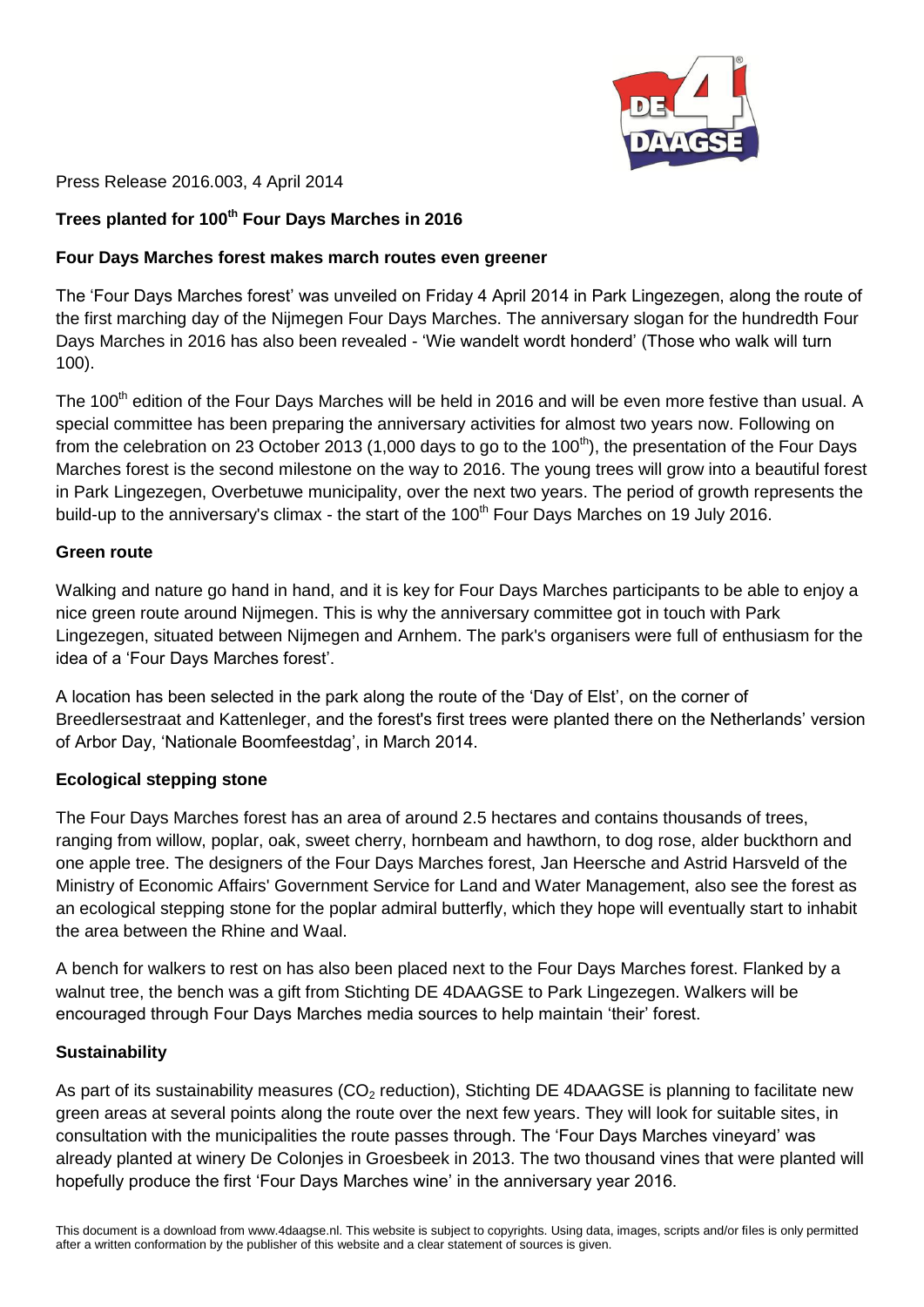Press Release 2016.003, 4 April 2014

## Trees planted for 100th Four Days Marches in 2016

### Four Days Marches forest makes march routes even greener

The 'Four Days Marches forest' was unveiled on Friday 4 April 2014 in Park Lingezegen, along the route of the first marching day of the Nijmegen Four Days Marches. The anniversary slogan for the hundredth Four Days Marches in 2016 has also been revealed - 'Wie wandelt wordt honderd' (Those who walk will turn 100).

The 100th edition of the Four Days Marches will be held in 2016 and will be even more festive than usual. A special committee has been preparing the anniversary activities for almost two years now. Following on from the celebration on 23 October 2013 (1,000 days to go to the 100th), the presentation of the Four Days Marches forest is the second milestone on the way to 2016. The young trees will grow into a beautiful forest in Park Lingezegen, Overbetuwe municipality, over the next two years. The period of growth represents the build-up to the anniversary's climax - the start of the 100th Four Days Marches on 19 July 2016.

### Green route

Walking and nature go hand in hand, and it is key for Four Days Marches participants to be able to enjoy a nice green route around Nijmegen. This is why the anniversary committee got in touch with Park Lingezegen, situated between Nijmegen and Arnhem. The park's organisers were full of enthusiasm for the idea of a 'Four Days Marches forest'.

A location has been selected in the park along the route of the 'Day of Elst', on the corner of Breedlersestraat and Kattenleger, and the forest's first trees were planted there on the Netherlands' version of Arbor Day, 'Nationale Boomfeestdag', in March 2014.

### Ecological stepping stone

The Four Days Marches forest has an area of around 2.5 hectares and contains thousands of trees, ranging from willow, poplar, oak, sweet cherry, hornbeam and hawthorn, to dog rose, alder buckthorn and one apple tree. The designers of the Four Days Marches forest, Jan Heersche and Astrid Harsveld of the Ministry of Economic Affairs' Government Service for Land and Water Management, also see the forest as an ecological stepping stone for the poplar admiral butterfly, which they hope will eventually start to inhabit the area between the Rhine and Waal.

A bench for walkers to rest on has also been placed next to the Four Days Marches forest. Flanked by a walnut tree, the bench was a gift from Stichting DE 4DAAGSE to Park Lingezegen. Walkers will be encouraged through Four Days Marches media sources to help maintain 'their' forest.

### Sustainability

As part of its sustainability measures ($CO_2$ reduction), Stichting DE 4DAAGSE is planning to facilitate new green areas at several points along the route over the next few years. They will look for suitable sites, in consultation with the municipalities the route passes through. The 'Four Days Marches vineyard' was already planted at winery De Colonjes in Groesbeek in 2013. The two thousand vines that were planted will hopefully produce the first 'Four Days Marches wine' in the anniversary year 2016.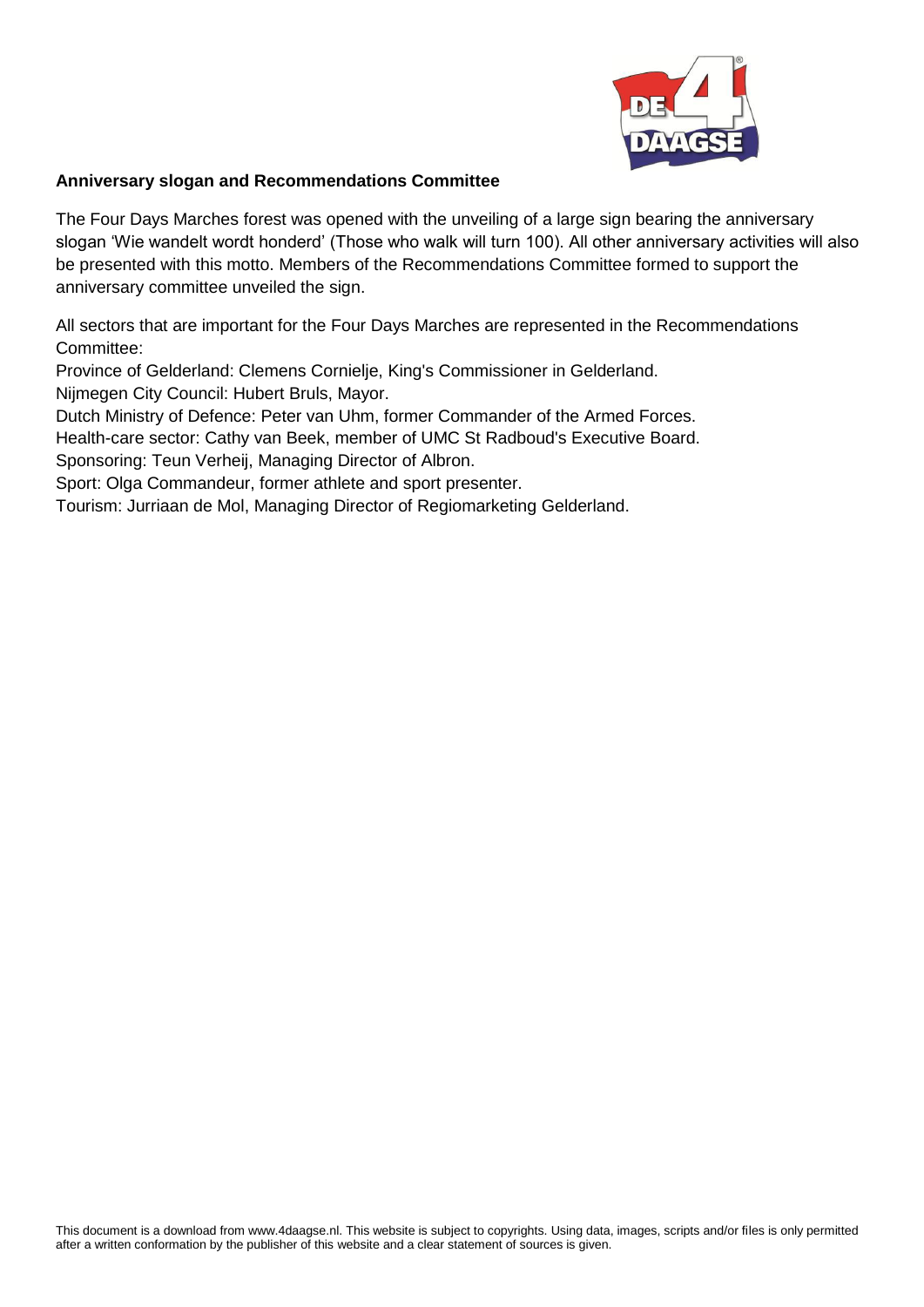**Anniversary slogan and Recommendations Committee**

The Four Days Marches forest was opened with the unveiling of a large sign bearing the anniversary slogan 'Wie wandelt wordt honderd' (Those who walk will turn 100). All other anniversary activities will also be presented with this motto. Members of the Recommendations Committee formed to support the anniversary committee unveiled the sign.

All sectors that are important for the Four Days Marches are represented in the Recommendations Committee:
Province of Gelderland: Clemens Cornielje, King's Commissioner in Gelderland.
Nijmegen City Council: Hubert Bruls, Mayor.
Dutch Ministry of Defence: Peter van Uhm, former Commander of the Armed Forces.
Health-care sector: Cathy van Beek, member of UMC St Radboud's Executive Board.
Sponsoring: Teun Verheij, Managing Director of Albron.
Sport: Olga Commandeur, former athlete and sport presenter.
Tourism: Jurriaan de Mol, Managing Director of Regiomarketing Gelderland.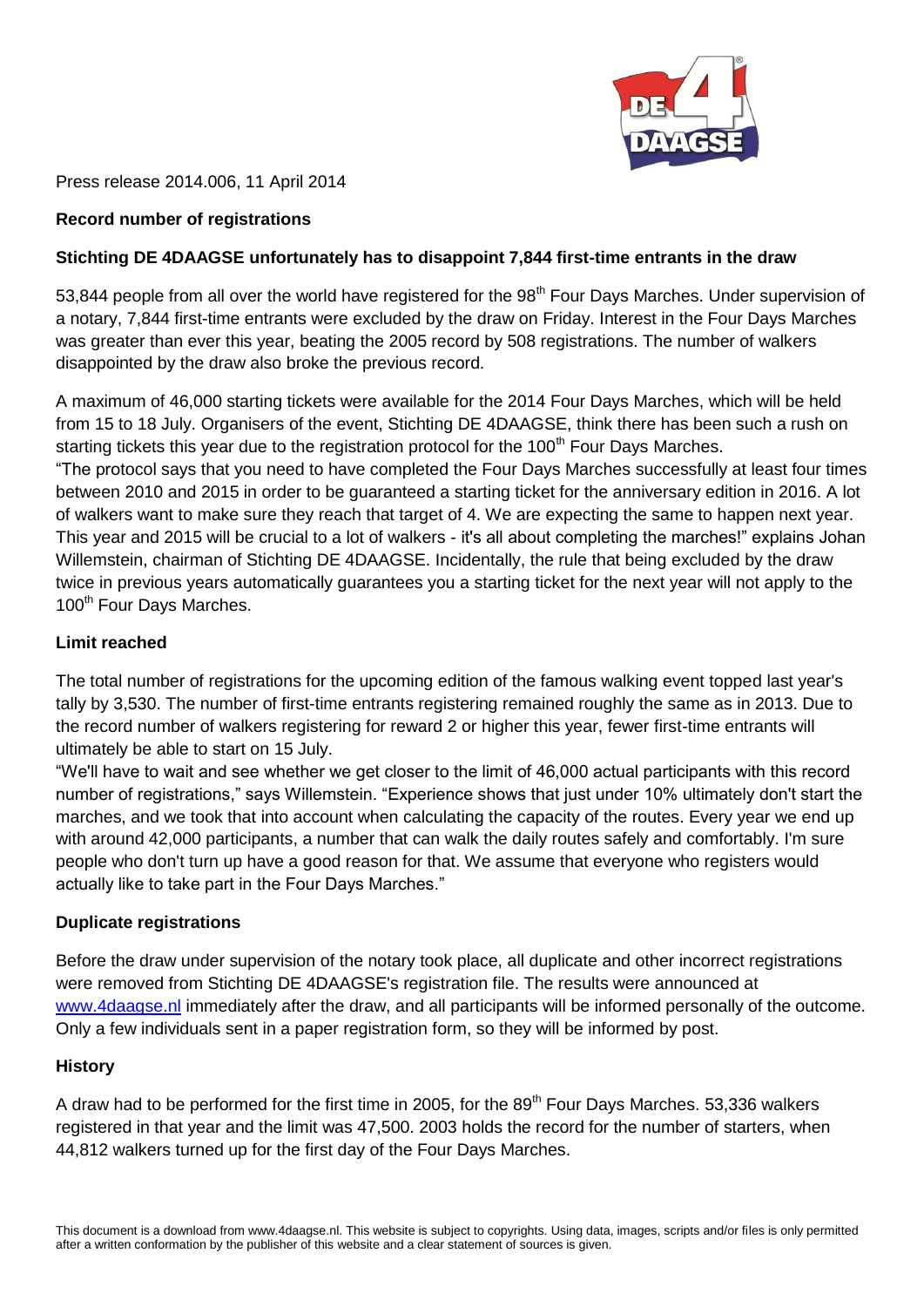Press release 2014.006, 11 April 2014

**Record number of registrations**

**Stichting DE 4DAAGSE unfortunately has to disappoint 7,844 first-time entrants in the draw**

53,844 people from all over the world have registered for the 98th Four Days Marches. Under supervision of a notary, 7,844 first-time entrants were excluded by the draw on Friday. Interest in the Four Days Marches was greater than ever this year, beating the 2005 record by 508 registrations. The number of walkers disappointed by the draw also broke the previous record.

A maximum of 46,000 starting tickets were available for the 2014 Four Days Marches, which will be held from 15 to 18 July. Organisers of the event, Stichting DE 4DAAGSE, think there has been such a rush on starting tickets this year due to the registration protocol for the 100th Four Days Marches.
"The protocol says that you need to have completed the Four Days Marches successfully at least four times between 2010 and 2015 in order to be guaranteed a starting ticket for the anniversary edition in 2016. A lot of walkers want to make sure they reach that target of 4. We are expecting the same to happen next year. This year and 2015 will be crucial to a lot of walkers - it's all about completing the marches!" explains Johan Willemstein, chairman of Stichting DE 4DAAGSE. Incidentally, the rule that being excluded by the draw twice in previous years automatically guarantees you a starting ticket for the next year will not apply to the 100th Four Days Marches.

**Limit reached**

The total number of registrations for the upcoming edition of the famous walking event topped last year's tally by 3,530. The number of first-time entrants registering remained roughly the same as in 2013. Due to the record number of walkers registering for reward 2 or higher this year, fewer first-time entrants will ultimately be able to start on 15 July.
"We'll have to wait and see whether we get closer to the limit of 46,000 actual participants with this record number of registrations," says Willemstein. "Experience shows that just under 10% ultimately don't start the marches, and we took that into account when calculating the capacity of the routes. Every year we end up with around 42,000 participants, a number that can walk the daily routes safely and comfortably. I'm sure people who don't turn up have a good reason for that. We assume that everyone who registers would actually like to take part in the Four Days Marches."

**Duplicate registrations**

Before the draw under supervision of the notary took place, all duplicate and other incorrect registrations were removed from Stichting DE 4DAAGSE's registration file. The results were announced at www.4daagse.nl immediately after the draw, and all participants will be informed personally of the outcome. Only a few individuals sent in a paper registration form, so they will be informed by post.

**History**

A draw had to be performed for the first time in 2005, for the 89th Four Days Marches. 53,336 walkers registered in that year and the limit was 47,500. 2003 holds the record for the number of starters, when 44,812 walkers turned up for the first day of the Four Days Marches.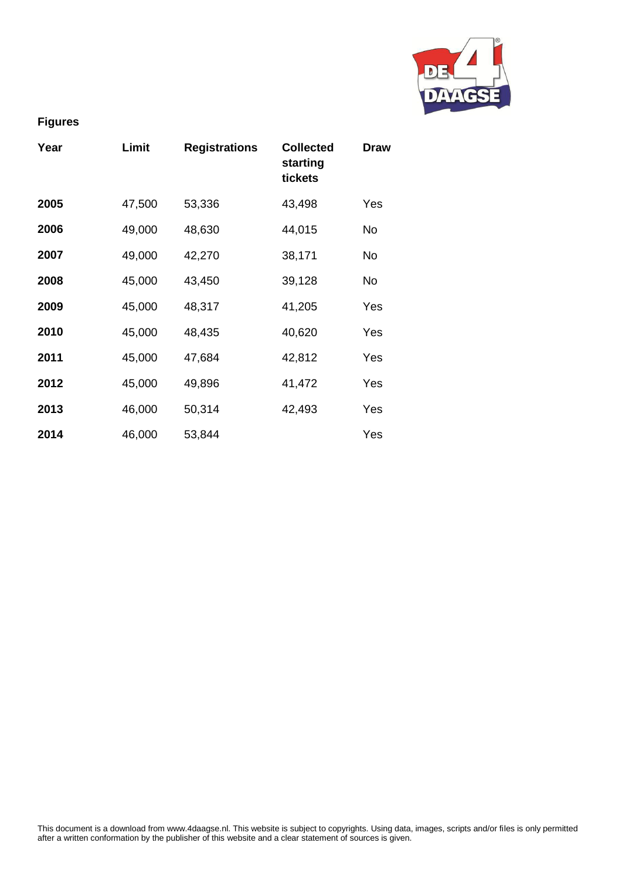**Figures**

| Year | Limit | Registrations | Collected starting tickets | Draw |
|---|---|---|---|---|
| **2005** | 47,500 | 53,336 | 43,498 | Yes |
| **2006** | 49,000 | 48,630 | 44,015 | No |
| **2007** | 49,000 | 42,270 | 38,171 | No |
| **2008** | 45,000 | 43,450 | 39,128 | No |
| **2009** | 45,000 | 48,317 | 41,205 | Yes |
| **2010** | 45,000 | 48,435 | 40,620 | Yes |
| **2011** | 45,000 | 47,684 | 42,812 | Yes |
| **2012** | 45,000 | 49,896 | 41,472 | Yes |
| **2013** | 46,000 | 50,314 | 42,493 | Yes |
| **2014** | 46,000 | 53,844 | | Yes |

This document is a download from www.4daagse.nl. This website is subject to copyrights. Using data, images, scripts and/or files is only permitted after a written conformation by the publisher of this website and a clear statement of sources is given.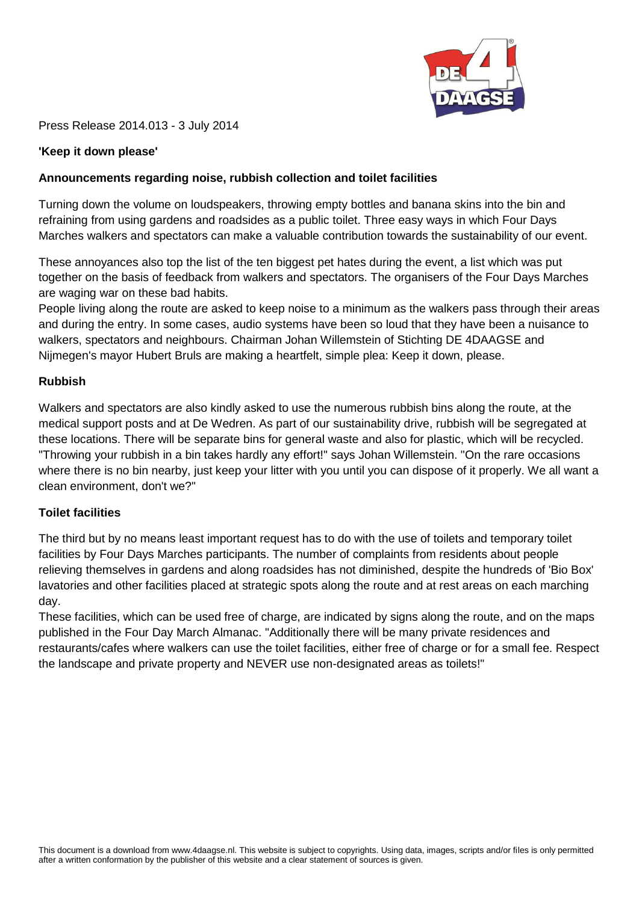Press Release 2014.013 - 3 July 2014

**'Keep it down please'**

**Announcements regarding noise, rubbish collection and toilet facilities**

Turning down the volume on loudspeakers, throwing empty bottles and banana skins into the bin and refraining from using gardens and roadsides as a public toilet. Three easy ways in which Four Days Marches walkers and spectators can make a valuable contribution towards the sustainability of our event.

These annoyances also top the list of the ten biggest pet hates during the event, a list which was put together on the basis of feedback from walkers and spectators. The organisers of the Four Days Marches are waging war on these bad habits.

People living along the route are asked to keep noise to a minimum as the walkers pass through their areas and during the entry. In some cases, audio systems have been so loud that they have been a nuisance to walkers, spectators and neighbours. Chairman Johan Willemstein of Stichting DE 4DAAGSE and Nijmegen's mayor Hubert Bruls are making a heartfelt, simple plea: Keep it down, please.

**Rubbish**

Walkers and spectators are also kindly asked to use the numerous rubbish bins along the route, at the medical support posts and at De Wedren. As part of our sustainability drive, rubbish will be segregated at these locations. There will be separate bins for general waste and also for plastic, which will be recycled. "Throwing your rubbish in a bin takes hardly any effort!" says Johan Willemstein. "On the rare occasions where there is no bin nearby, just keep your litter with you until you can dispose of it properly. We all want a clean environment, don't we?"

**Toilet facilities**

The third but by no means least important request has to do with the use of toilets and temporary toilet facilities by Four Days Marches participants. The number of complaints from residents about people relieving themselves in gardens and along roadsides has not diminished, despite the hundreds of 'Bio Box' lavatories and other facilities placed at strategic spots along the route and at rest areas on each marching day.

These facilities, which can be used free of charge, are indicated by signs along the route, and on the maps published in the Four Day March Almanac. "Additionally there will be many private residences and restaurants/cafes where walkers can use the toilet facilities, either free of charge or for a small fee. Respect the landscape and private property and NEVER use non-designated areas as toilets!"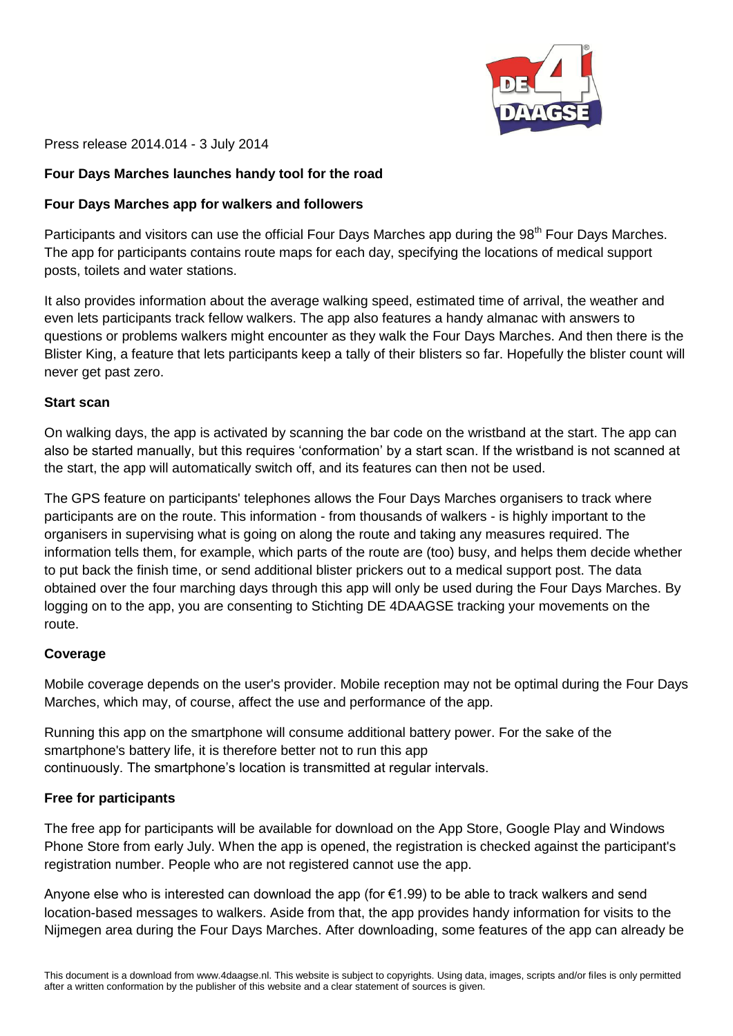Press release 2014.014 - 3 July 2014

**Four Days Marches launches handy tool for the road**

**Four Days Marches app for walkers and followers**

Participants and visitors can use the official Four Days Marches app during the 98th Four Days Marches. The app for participants contains route maps for each day, specifying the locations of medical support posts, toilets and water stations.

It also provides information about the average walking speed, estimated time of arrival, the weather and even lets participants track fellow walkers. The app also features a handy almanac with answers to questions or problems walkers might encounter as they walk the Four Days Marches. And then there is the Blister King, a feature that lets participants keep a tally of their blisters so far. Hopefully the blister count will never get past zero.

**Start scan**

On walking days, the app is activated by scanning the bar code on the wristband at the start. The app can also be started manually, but this requires 'conformation' by a start scan. If the wristband is not scanned at the start, the app will automatically switch off, and its features can then not be used.

The GPS feature on participants' telephones allows the Four Days Marches organisers to track where participants are on the route. This information - from thousands of walkers - is highly important to the organisers in supervising what is going on along the route and taking any measures required. The information tells them, for example, which parts of the route are (too) busy, and helps them decide whether to put back the finish time, or send additional blister prickers out to a medical support post. The data obtained over the four marching days through this app will only be used during the Four Days Marches. By logging on to the app, you are consenting to Stichting DE 4DAAGSE tracking your movements on the route.

**Coverage**

Mobile coverage depends on the user's provider. Mobile reception may not be optimal during the Four Days Marches, which may, of course, affect the use and performance of the app.

Running this app on the smartphone will consume additional battery power. For the sake of the smartphone's battery life, it is therefore better not to run this app continuously. The smartphone's location is transmitted at regular intervals.

**Free for participants**

The free app for participants will be available for download on the App Store, Google Play and Windows Phone Store from early July. When the app is opened, the registration is checked against the participant's registration number. People who are not registered cannot use the app.

Anyone else who is interested can download the app (for €1.99) to be able to track walkers and send location-based messages to walkers. Aside from that, the app provides handy information for visits to the Nijmegen area during the Four Days Marches. After downloading, some features of the app can already be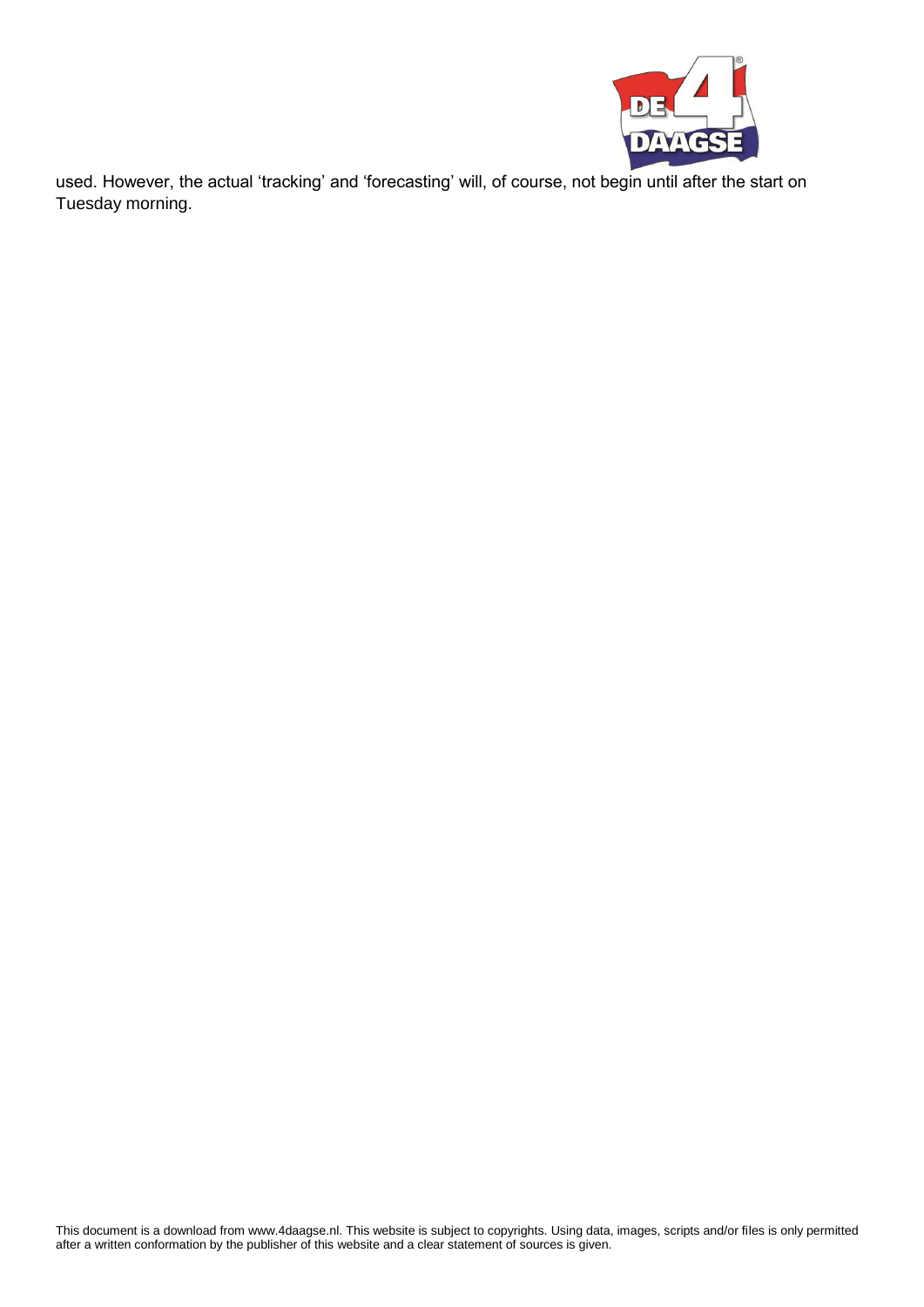used. However, the actual ‘tracking’ and ‘forecasting’ will, of course, not begin until after the start on Tuesday morning.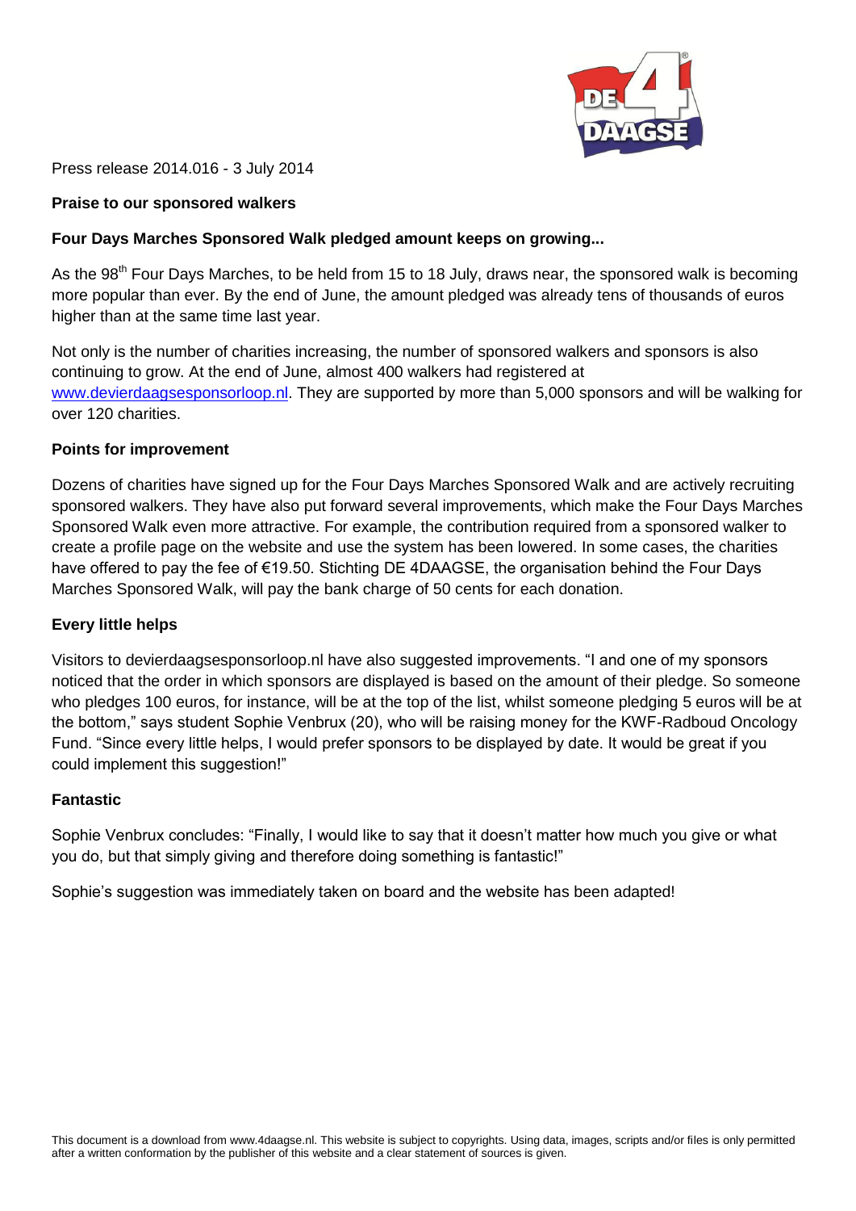Press release 2014.016 - 3 July 2014

**Praise to our sponsored walkers**

**Four Days Marches Sponsored Walk pledged amount keeps on growing...**

As the 98th Four Days Marches, to be held from 15 to 18 July, draws near, the sponsored walk is becoming more popular than ever. By the end of June, the amount pledged was already tens of thousands of euros higher than at the same time last year.

Not only is the number of charities increasing, the number of sponsored walkers and sponsors is also continuing to grow. At the end of June, almost 400 walkers had registered at www.devierdaagsesponsorloop.nl. They are supported by more than 5,000 sponsors and will be walking for over 120 charities.

**Points for improvement**

Dozens of charities have signed up for the Four Days Marches Sponsored Walk and are actively recruiting sponsored walkers. They have also put forward several improvements, which make the Four Days Marches Sponsored Walk even more attractive. For example, the contribution required from a sponsored walker to create a profile page on the website and use the system has been lowered. In some cases, the charities have offered to pay the fee of €19.50. Stichting DE 4DAAGSE, the organisation behind the Four Days Marches Sponsored Walk, will pay the bank charge of 50 cents for each donation.

**Every little helps**

Visitors to devierdaagsesponsorloop.nl have also suggested improvements. "I and one of my sponsors noticed that the order in which sponsors are displayed is based on the amount of their pledge. So someone who pledges 100 euros, for instance, will be at the top of the list, whilst someone pledging 5 euros will be at the bottom," says student Sophie Venbrux (20), who will be raising money for the KWF-Radboud Oncology Fund. "Since every little helps, I would prefer sponsors to be displayed by date. It would be great if you could implement this suggestion!"

**Fantastic**

Sophie Venbrux concludes: "Finally, I would like to say that it doesn't matter how much you give or what you do, but that simply giving and therefore doing something is fantastic!"

Sophie's suggestion was immediately taken on board and the website has been adapted!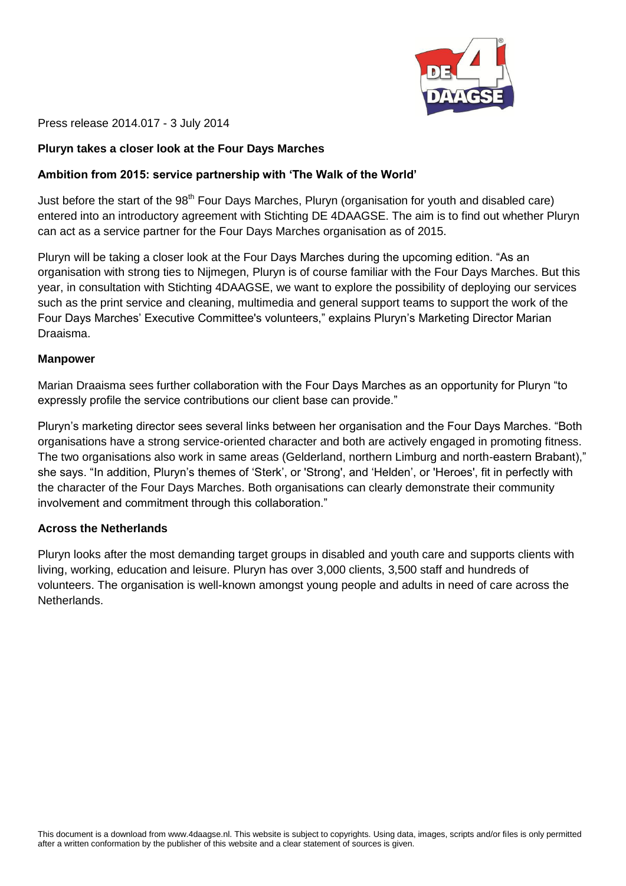Press release 2014.017 - 3 July 2014

**Pluryn takes a closer look at the Four Days Marches**

**Ambition from 2015: service partnership with 'The Walk of the World'**

Just before the start of the 98th Four Days Marches, Pluryn (organisation for youth and disabled care) entered into an introductory agreement with Stichting DE 4DAAGSE. The aim is to find out whether Pluryn can act as a service partner for the Four Days Marches organisation as of 2015.

Pluryn will be taking a closer look at the Four Days Marches during the upcoming edition. "As an organisation with strong ties to Nijmegen, Pluryn is of course familiar with the Four Days Marches. But this year, in consultation with Stichting 4DAAGSE, we want to explore the possibility of deploying our services such as the print service and cleaning, multimedia and general support teams to support the work of the Four Days Marches' Executive Committee's volunteers," explains Pluryn's Marketing Director Marian Draaisma.

**Manpower**

Marian Draaisma sees further collaboration with the Four Days Marches as an opportunity for Pluryn "to expressly profile the service contributions our client base can provide."

Pluryn's marketing director sees several links between her organisation and the Four Days Marches. "Both organisations have a strong service-oriented character and both are actively engaged in promoting fitness. The two organisations also work in same areas (Gelderland, northern Limburg and north-eastern Brabant)," she says. "In addition, Pluryn's themes of 'Sterk', or 'Strong', and 'Helden', or 'Heroes', fit in perfectly with the character of the Four Days Marches. Both organisations can clearly demonstrate their community involvement and commitment through this collaboration."

**Across the Netherlands**

Pluryn looks after the most demanding target groups in disabled and youth care and supports clients with living, working, education and leisure. Pluryn has over 3,000 clients, 3,500 staff and hundreds of volunteers. The organisation is well-known amongst young people and adults in need of care across the Netherlands.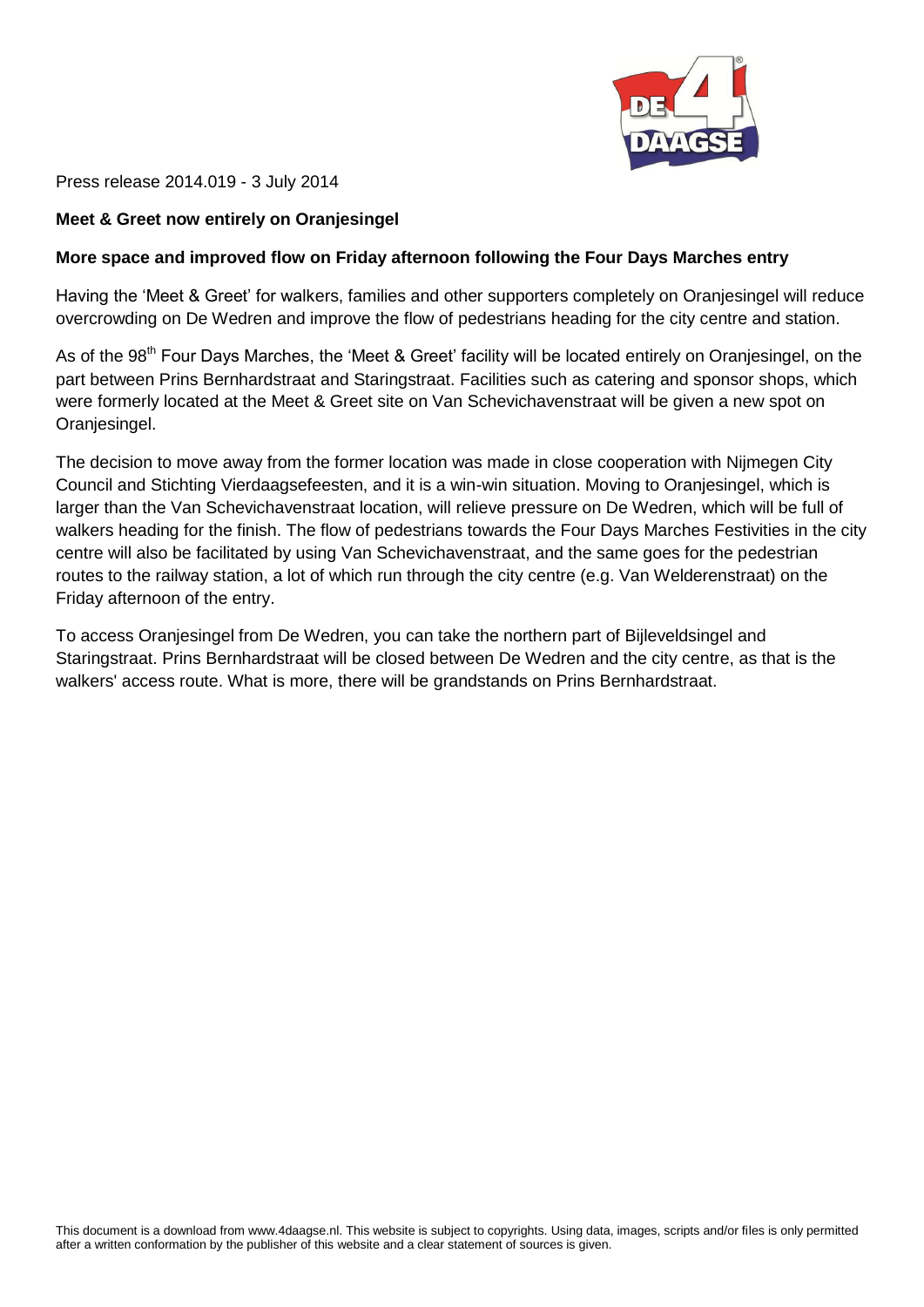Press release 2014.019 - 3 July 2014

**Meet & Greet now entirely on Oranjesingel**

**More space and improved flow on Friday afternoon following the Four Days Marches entry**

Having the 'Meet & Greet' for walkers, families and other supporters completely on Oranjesingel will reduce overcrowding on De Wedren and improve the flow of pedestrians heading for the city centre and station.

As of the 98th Four Days Marches, the 'Meet & Greet' facility will be located entirely on Oranjesingel, on the part between Prins Bernhardstraat and Staringstraat. Facilities such as catering and sponsor shops, which were formerly located at the Meet & Greet site on Van Schevichavenstraat will be given a new spot on Oranjesingel.

The decision to move away from the former location was made in close cooperation with Nijmegen City Council and Stichting Vierdaagsefeesten, and it is a win-win situation. Moving to Oranjesingel, which is larger than the Van Schevichavenstraat location, will relieve pressure on De Wedren, which will be full of walkers heading for the finish. The flow of pedestrians towards the Four Days Marches Festivities in the city centre will also be facilitated by using Van Schevichavenstraat, and the same goes for the pedestrian routes to the railway station, a lot of which run through the city centre (e.g. Van Welderenstraat) on the Friday afternoon of the entry.

To access Oranjesingel from De Wedren, you can take the northern part of Bijleveldsingel and Staringstraat. Prins Bernhardstraat will be closed between De Wedren and the city centre, as that is the walkers' access route. What is more, there will be grandstands on Prins Bernhardstraat.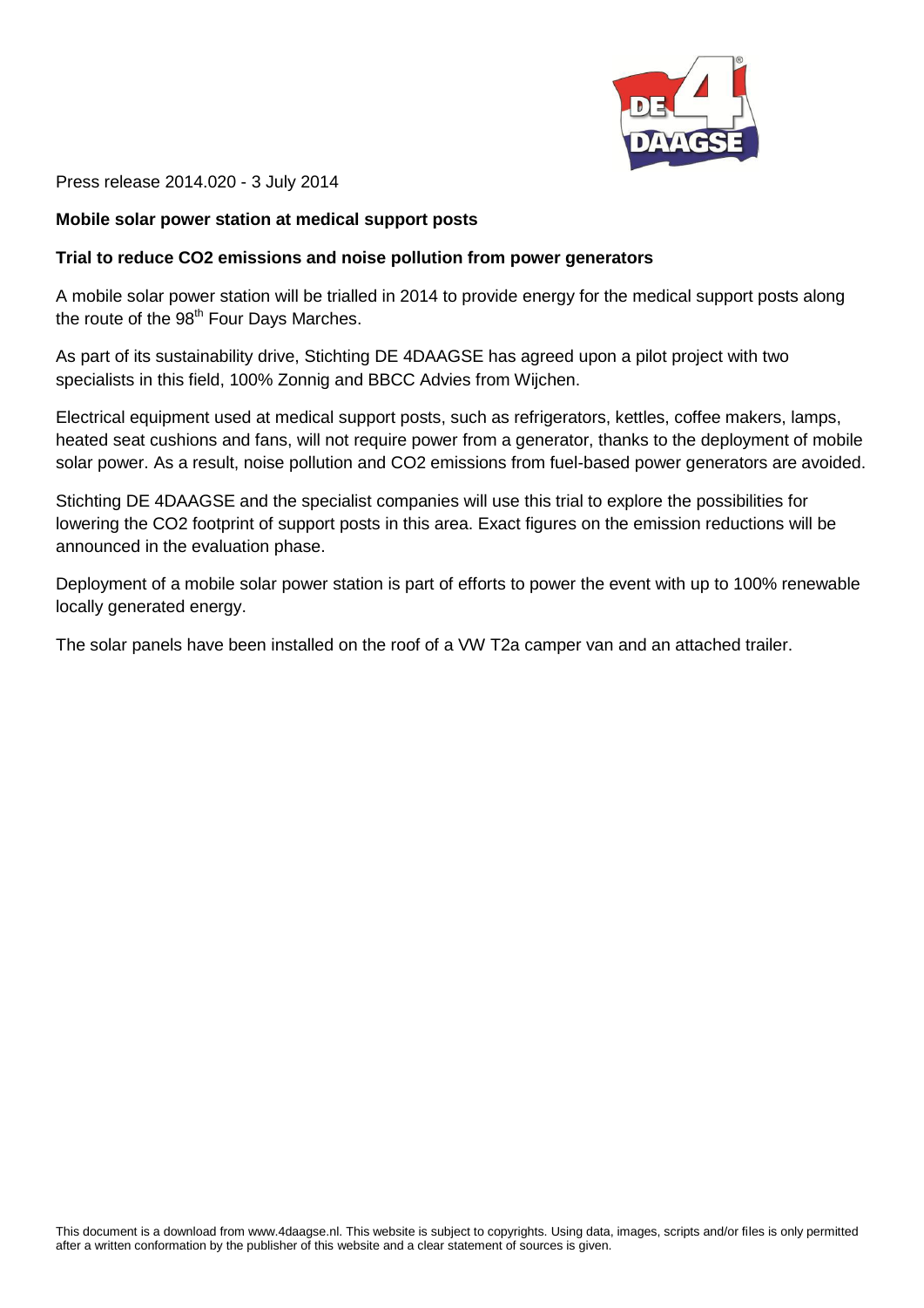Press release 2014.020 - 3 July 2014

**Mobile solar power station at medical support posts**

**Trial to reduce CO2 emissions and noise pollution from power generators**

A mobile solar power station will be trialled in 2014 to provide energy for the medical support posts along the route of the 98th Four Days Marches.

As part of its sustainability drive, Stichting DE 4DAAGSE has agreed upon a pilot project with two specialists in this field, 100% Zonnig and BBCC Advies from Wijchen.

Electrical equipment used at medical support posts, such as refrigerators, kettles, coffee makers, lamps, heated seat cushions and fans, will not require power from a generator, thanks to the deployment of mobile solar power. As a result, noise pollution and CO2 emissions from fuel-based power generators are avoided.

Stichting DE 4DAAGSE and the specialist companies will use this trial to explore the possibilities for lowering the CO2 footprint of support posts in this area. Exact figures on the emission reductions will be announced in the evaluation phase.

Deployment of a mobile solar power station is part of efforts to power the event with up to 100% renewable locally generated energy.

The solar panels have been installed on the roof of a VW T2a camper van and an attached trailer.

This document is a download from www.4daagse.nl. This website is subject to copyrights. Using data, images, scripts and/or files is only permitted after a written conformation by the publisher of this website and a clear statement of sources is given.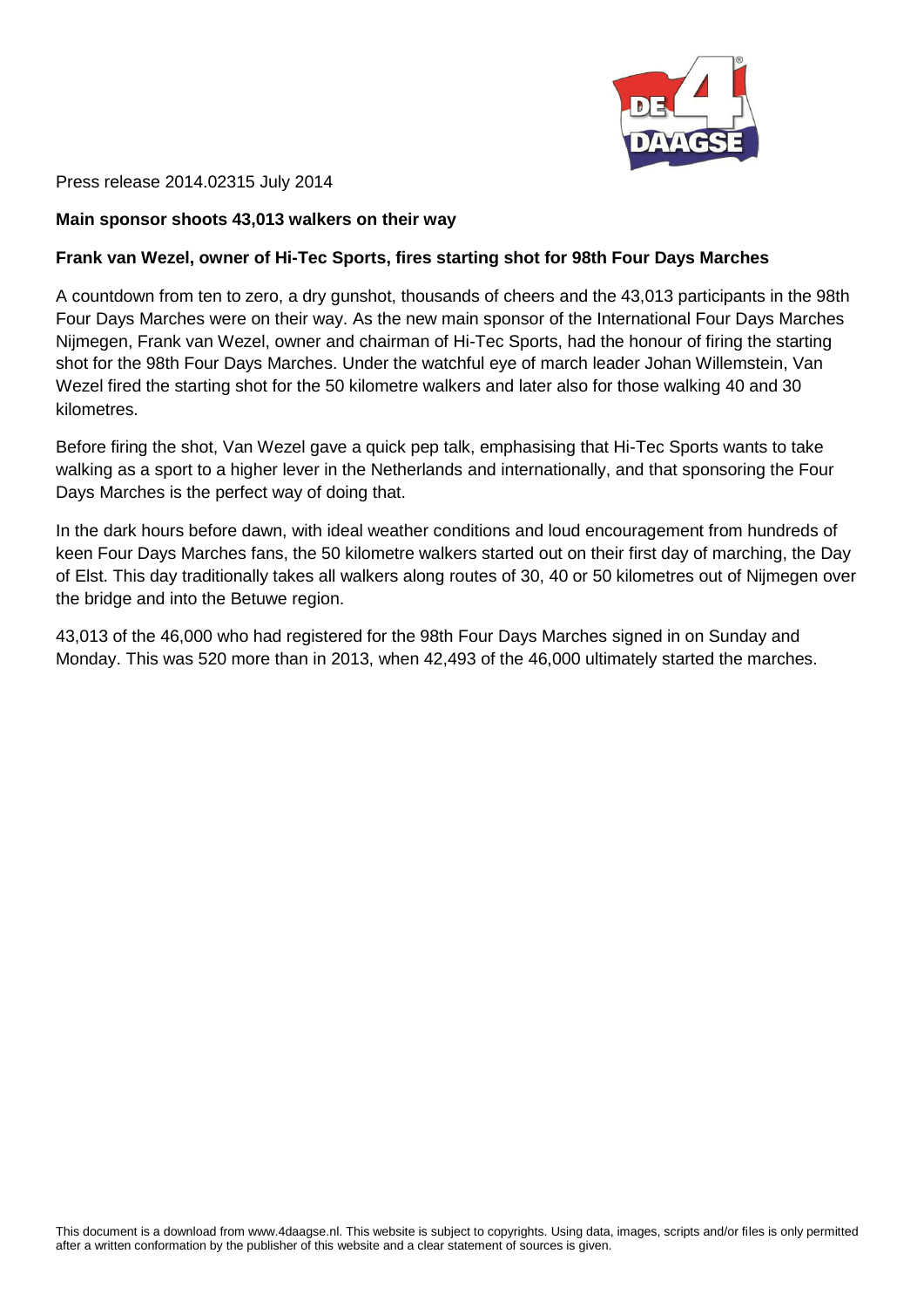Press release 2014.02315 July 2014

**Main sponsor shoots 43,013 walkers on their way**

**Frank van Wezel, owner of Hi-Tec Sports, fires starting shot for 98th Four Days Marches**

A countdown from ten to zero, a dry gunshot, thousands of cheers and the 43,013 participants in the 98th Four Days Marches were on their way. As the new main sponsor of the International Four Days Marches Nijmegen, Frank van Wezel, owner and chairman of Hi-Tec Sports, had the honour of firing the starting shot for the 98th Four Days Marches. Under the watchful eye of march leader Johan Willemstein, Van Wezel fired the starting shot for the 50 kilometre walkers and later also for those walking 40 and 30 kilometres.

Before firing the shot, Van Wezel gave a quick pep talk, emphasising that Hi-Tec Sports wants to take walking as a sport to a higher lever in the Netherlands and internationally, and that sponsoring the Four Days Marches is the perfect way of doing that.

In the dark hours before dawn, with ideal weather conditions and loud encouragement from hundreds of keen Four Days Marches fans, the 50 kilometre walkers started out on their first day of marching, the Day of Elst. This day traditionally takes all walkers along routes of 30, 40 or 50 kilometres out of Nijmegen over the bridge and into the Betuwe region.

43,013 of the 46,000 who had registered for the 98th Four Days Marches signed in on Sunday and Monday. This was 520 more than in 2013, when 42,493 of the 46,000 ultimately started the marches.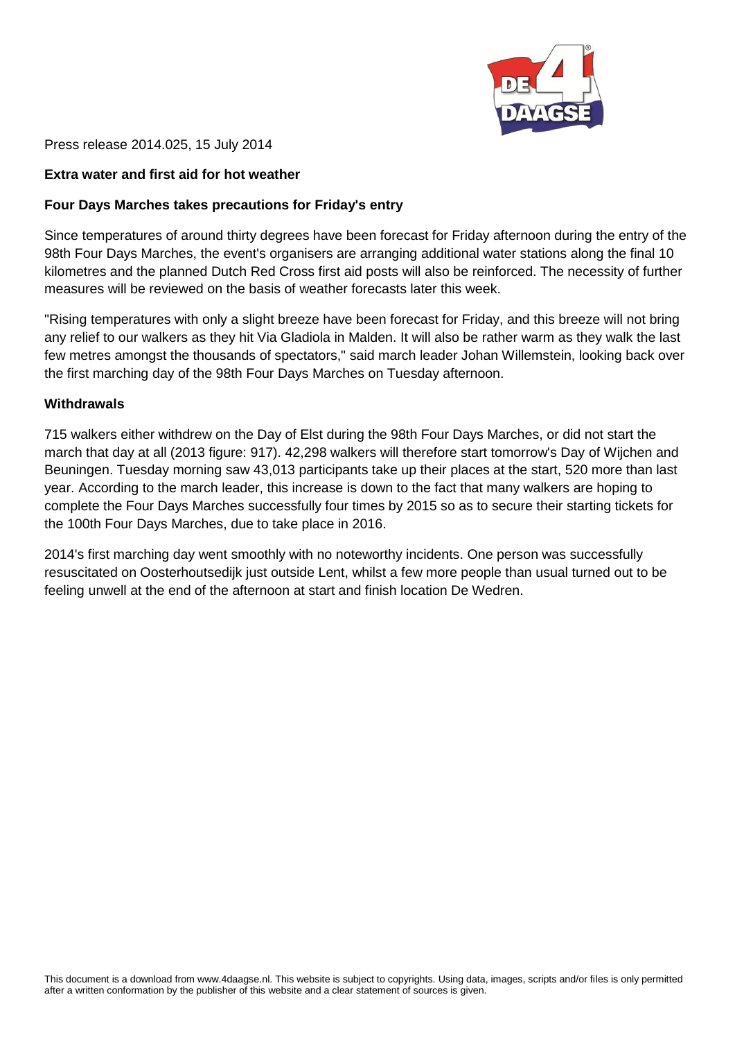Press release 2014.025, 15 July 2014

**Extra water and first aid for hot weather**

**Four Days Marches takes precautions for Friday's entry**

Since temperatures of around thirty degrees have been forecast for Friday afternoon during the entry of the 98th Four Days Marches, the event's organisers are arranging additional water stations along the final 10 kilometres and the planned Dutch Red Cross first aid posts will also be reinforced. The necessity of further measures will be reviewed on the basis of weather forecasts later this week.

"Rising temperatures with only a slight breeze have been forecast for Friday, and this breeze will not bring any relief to our walkers as they hit Via Gladiola in Malden. It will also be rather warm as they walk the last few metres amongst the thousands of spectators," said march leader Johan Willemstein, looking back over the first marching day of the 98th Four Days Marches on Tuesday afternoon.

## Withdrawals

715 walkers either withdrew on the Day of Elst during the 98th Four Days Marches, or did not start the march that day at all (2013 figure: 917). 42,298 walkers will therefore start tomorrow's Day of Wijchen and Beuningen. Tuesday morning saw 43,013 participants take up their places at the start, 520 more than last year. According to the march leader, this increase is down to the fact that many walkers are hoping to complete the Four Days Marches successfully four times by 2015 so as to secure their starting tickets for the 100th Four Days Marches, due to take place in 2016.

2014's first marching day went smoothly with no noteworthy incidents. One person was successfully resuscitated on Oosterhoutsedijk just outside Lent, whilst a few more people than usual turned out to be feeling unwell at the end of the afternoon at start and finish location De Wedren.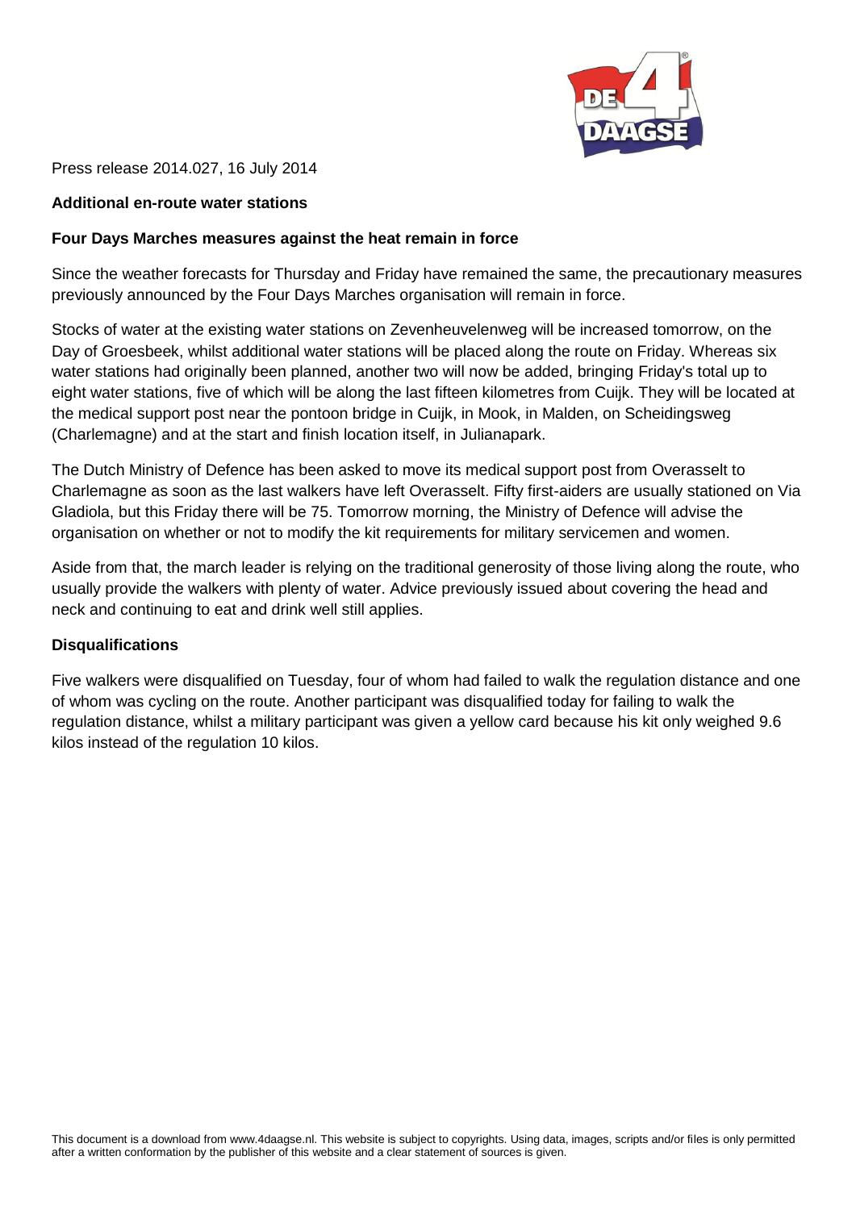Press release 2014.027, 16 July 2014

**Additional en-route water stations**

**Four Days Marches measures against the heat remain in force**

Since the weather forecasts for Thursday and Friday have remained the same, the precautionary measures previously announced by the Four Days Marches organisation will remain in force.

Stocks of water at the existing water stations on Zevenheuvelenweg will be increased tomorrow, on the Day of Groesbeek, whilst additional water stations will be placed along the route on Friday. Whereas six water stations had originally been planned, another two will now be added, bringing Friday's total up to eight water stations, five of which will be along the last fifteen kilometres from Cuijk. They will be located at the medical support post near the pontoon bridge in Cuijk, in Mook, in Malden, on Scheidingsweg (Charlemagne) and at the start and finish location itself, in Julianapark.

The Dutch Ministry of Defence has been asked to move its medical support post from Overasselt to Charlemagne as soon as the last walkers have left Overasselt. Fifty first-aiders are usually stationed on Via Gladiola, but this Friday there will be 75. Tomorrow morning, the Ministry of Defence will advise the organisation on whether or not to modify the kit requirements for military servicemen and women.

Aside from that, the march leader is relying on the traditional generosity of those living along the route, who usually provide the walkers with plenty of water. Advice previously issued about covering the head and neck and continuing to eat and drink well still applies.

**Disqualifications**

Five walkers were disqualified on Tuesday, four of whom had failed to walk the regulation distance and one of whom was cycling on the route. Another participant was disqualified today for failing to walk the regulation distance, whilst a military participant was given a yellow card because his kit only weighed 9.6 kilos instead of the regulation 10 kilos.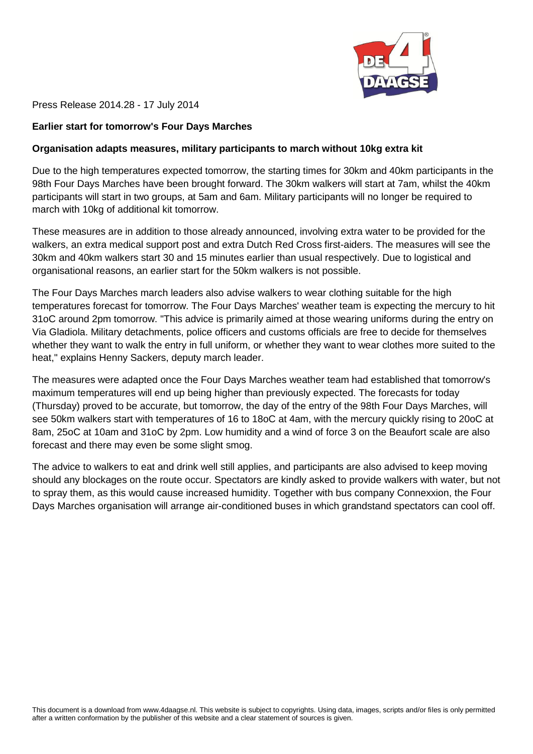Press Release 2014.28 - 17 July 2014

**Earlier start for tomorrow's Four Days Marches**

**Organisation adapts measures, military participants to march without 10kg extra kit**

Due to the high temperatures expected tomorrow, the starting times for 30km and 40km participants in the 98th Four Days Marches have been brought forward. The 30km walkers will start at 7am, whilst the 40km participants will start in two groups, at 5am and 6am. Military participants will no longer be required to march with 10kg of additional kit tomorrow.

These measures are in addition to those already announced, involving extra water to be provided for the walkers, an extra medical support post and extra Dutch Red Cross first-aiders. The measures will see the 30km and 40km walkers start 30 and 15 minutes earlier than usual respectively. Due to logistical and organisational reasons, an earlier start for the 50km walkers is not possible.

The Four Days Marches march leaders also advise walkers to wear clothing suitable for the high temperatures forecast for tomorrow. The Four Days Marches' weather team is expecting the mercury to hit 31oC around 2pm tomorrow. "This advice is primarily aimed at those wearing uniforms during the entry on Via Gladiola. Military detachments, police officers and customs officials are free to decide for themselves whether they want to walk the entry in full uniform, or whether they want to wear clothes more suited to the heat," explains Henny Sackers, deputy march leader.

The measures were adapted once the Four Days Marches weather team had established that tomorrow's maximum temperatures will end up being higher than previously expected. The forecasts for today (Thursday) proved to be accurate, but tomorrow, the day of the entry of the 98th Four Days Marches, will see 50km walkers start with temperatures of 16 to 18oC at 4am, with the mercury quickly rising to 20oC at 8am, 25oC at 10am and 31oC by 2pm. Low humidity and a wind of force 3 on the Beaufort scale are also forecast and there may even be some slight smog.

The advice to walkers to eat and drink well still applies, and participants are also advised to keep moving should any blockages on the route occur. Spectators are kindly asked to provide walkers with water, but not to spray them, as this would cause increased humidity. Together with bus company Connexxion, the Four Days Marches organisation will arrange air-conditioned buses in which grandstand spectators can cool off.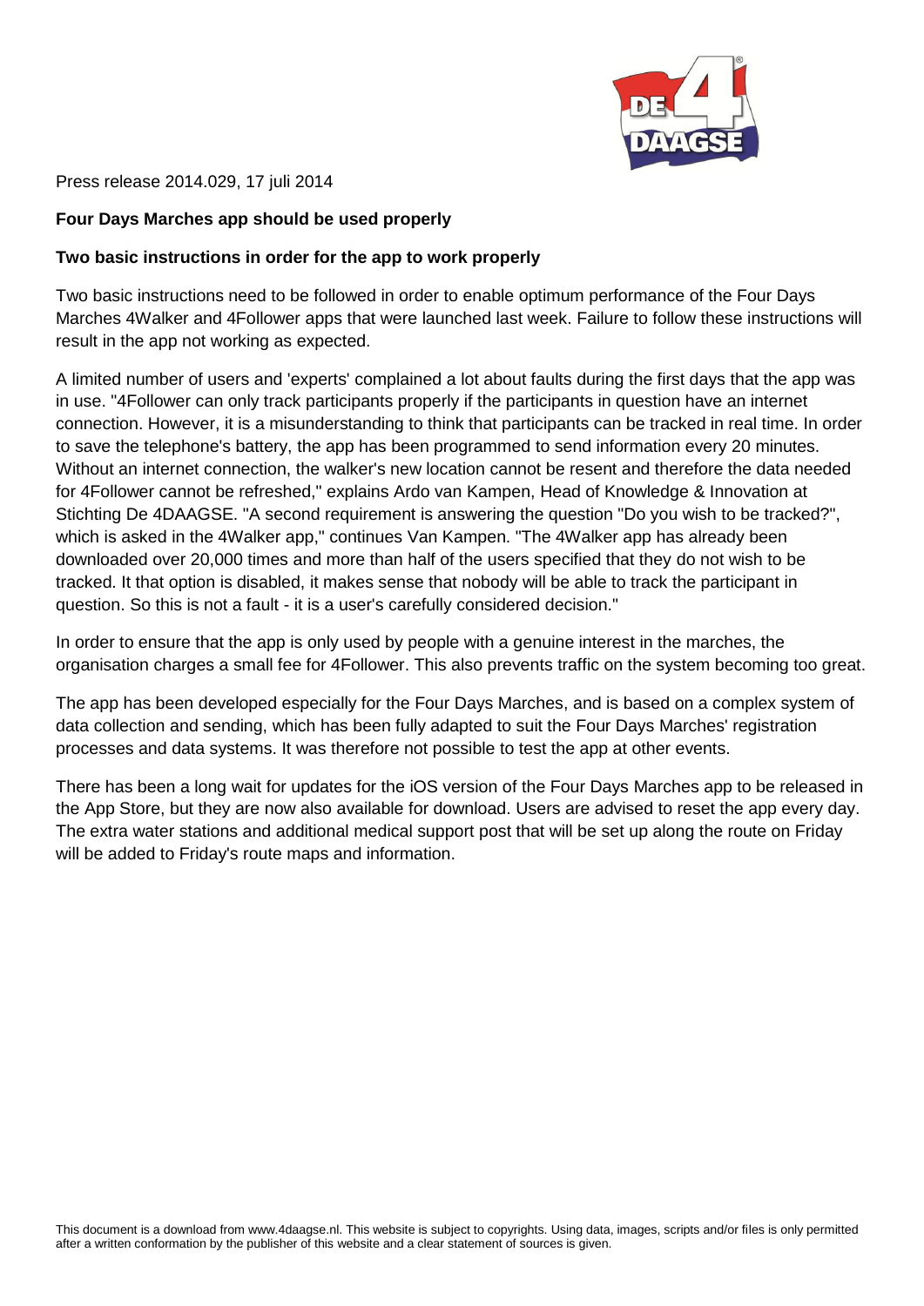Press release 2014.029, 17 juli 2014

**Four Days Marches app should be used properly**

**Two basic instructions in order for the app to work properly**

Two basic instructions need to be followed in order to enable optimum performance of the Four Days Marches 4Walker and 4Follower apps that were launched last week. Failure to follow these instructions will result in the app not working as expected.

A limited number of users and 'experts' complained a lot about faults during the first days that the app was in use. "4Follower can only track participants properly if the participants in question have an internet connection. However, it is a misunderstanding to think that participants can be tracked in real time. In order to save the telephone's battery, the app has been programmed to send information every 20 minutes. Without an internet connection, the walker's new location cannot be resent and therefore the data needed for 4Follower cannot be refreshed," explains Ardo van Kampen, Head of Knowledge & Innovation at Stichting De 4DAAGSE. "A second requirement is answering the question "Do you wish to be tracked?", which is asked in the 4Walker app," continues Van Kampen. "The 4Walker app has already been downloaded over 20,000 times and more than half of the users specified that they do not wish to be tracked. It that option is disabled, it makes sense that nobody will be able to track the participant in question. So this is not a fault - it is a user's carefully considered decision."

In order to ensure that the app is only used by people with a genuine interest in the marches, the organisation charges a small fee for 4Follower. This also prevents traffic on the system becoming too great.

The app has been developed especially for the Four Days Marches, and is based on a complex system of data collection and sending, which has been fully adapted to suit the Four Days Marches' registration processes and data systems. It was therefore not possible to test the app at other events.

There has been a long wait for updates for the iOS version of the Four Days Marches app to be released in the App Store, but they are now also available for download. Users are advised to reset the app every day. The extra water stations and additional medical support post that will be set up along the route on Friday will be added to Friday's route maps and information.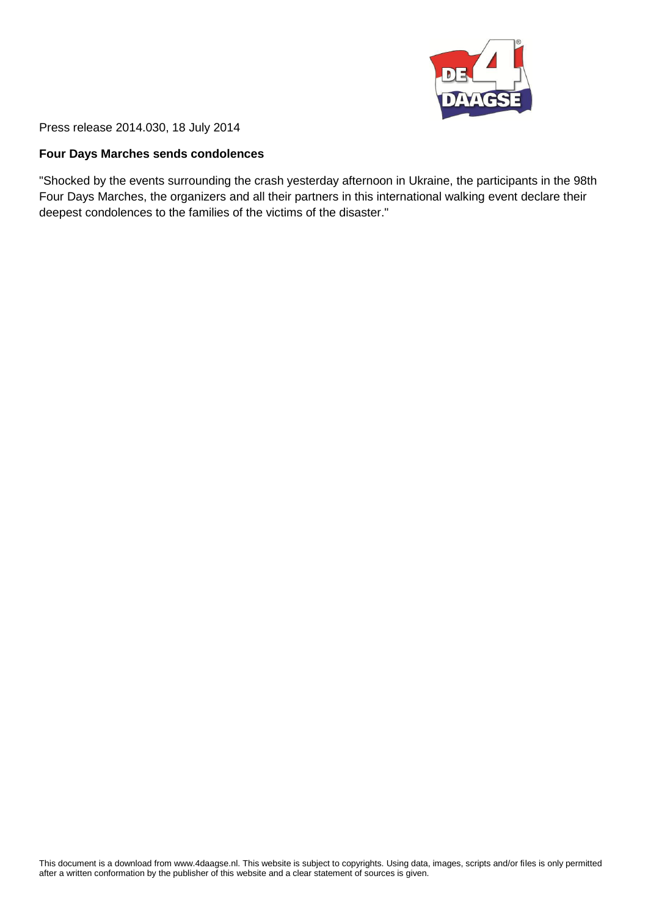Press release 2014.030, 18 July 2014

**Four Days Marches sends condolences**

"Shocked by the events surrounding the crash yesterday afternoon in Ukraine, the participants in the 98th Four Days Marches, the organizers and all their partners in this international walking event declare their deepest condolences to the families of the victims of the disaster."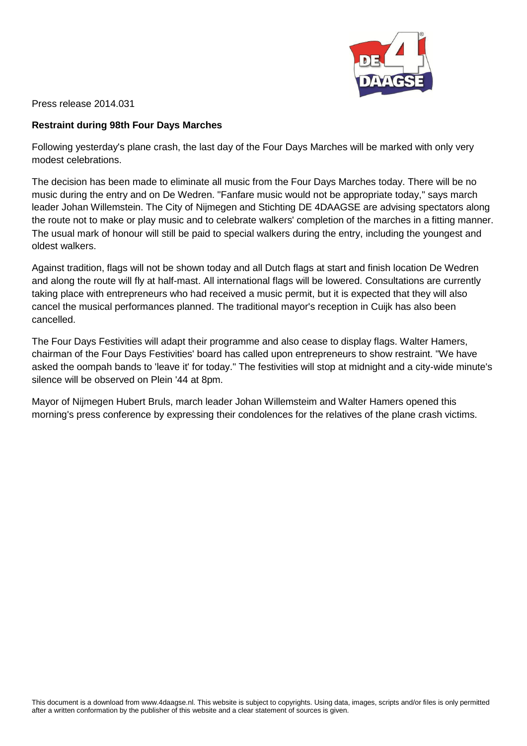Press release 2014.031

**Restraint during 98th Four Days Marches**

Following yesterday's plane crash, the last day of the Four Days Marches will be marked with only very modest celebrations.

The decision has been made to eliminate all music from the Four Days Marches today. There will be no music during the entry and on De Wedren. "Fanfare music would not be appropriate today," says march leader Johan Willemstein. The City of Nijmegen and Stichting DE 4DAAGSE are advising spectators along the route not to make or play music and to celebrate walkers' completion of the marches in a fitting manner. The usual mark of honour will still be paid to special walkers during the entry, including the youngest and oldest walkers.

Against tradition, flags will not be shown today and all Dutch flags at start and finish location De Wedren and along the route will fly at half-mast. All international flags will be lowered. Consultations are currently taking place with entrepreneurs who had received a music permit, but it is expected that they will also cancel the musical performances planned. The traditional mayor's reception in Cuijk has also been cancelled.

The Four Days Festivities will adapt their programme and also cease to display flags. Walter Hamers, chairman of the Four Days Festivities' board has called upon entrepreneurs to show restraint. "We have asked the oompah bands to 'leave it' for today." The festivities will stop at midnight and a city-wide minute's silence will be observed on Plein '44 at 8pm.

Mayor of Nijmegen Hubert Bruls, march leader Johan Willemsteim and Walter Hamers opened this morning's press conference by expressing their condolences for the relatives of the plane crash victims.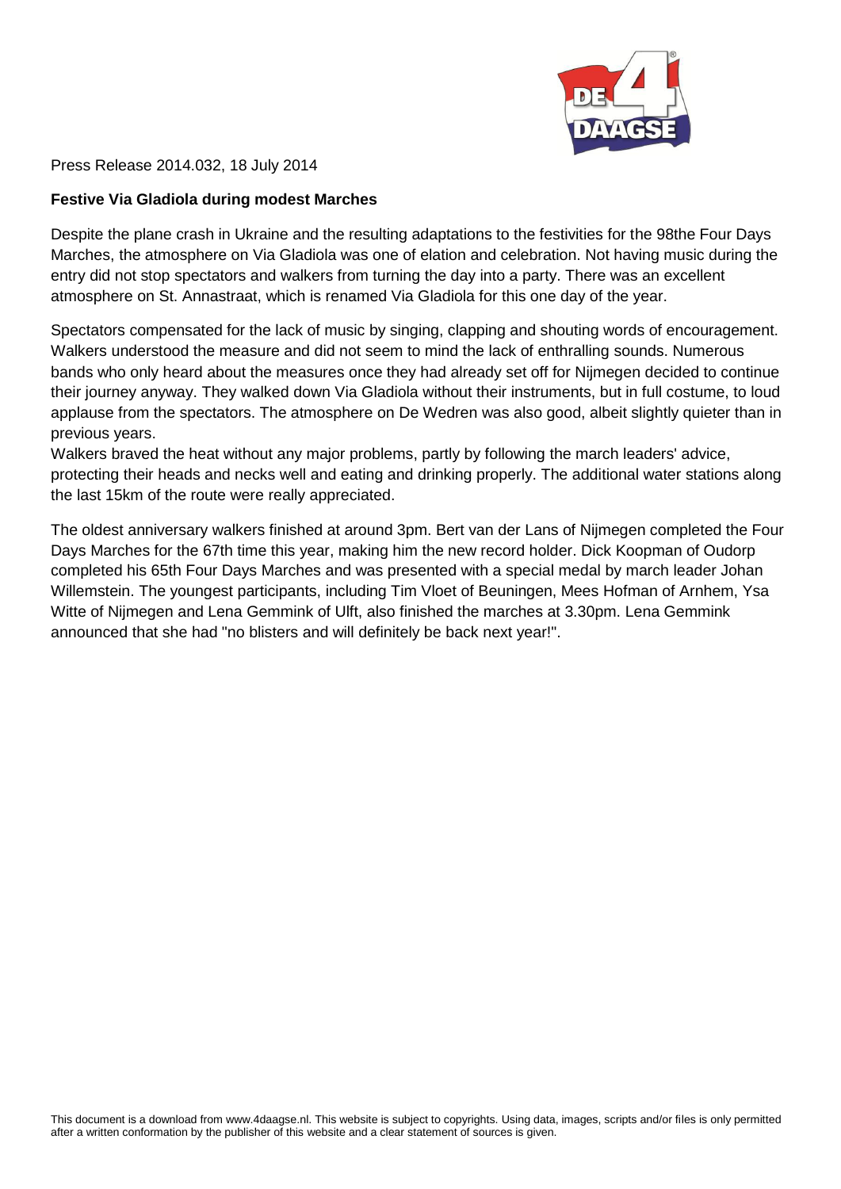Press Release 2014.032, 18 July 2014

**Festive Via Gladiola during modest Marches**

Despite the plane crash in Ukraine and the resulting adaptations to the festivities for the 98the Four Days Marches, the atmosphere on Via Gladiola was one of elation and celebration. Not having music during the entry did not stop spectators and walkers from turning the day into a party. There was an excellent atmosphere on St. Annastraat, which is renamed Via Gladiola for this one day of the year.

Spectators compensated for the lack of music by singing, clapping and shouting words of encouragement. Walkers understood the measure and did not seem to mind the lack of enthralling sounds. Numerous bands who only heard about the measures once they had already set off for Nijmegen decided to continue their journey anyway. They walked down Via Gladiola without their instruments, but in full costume, to loud applause from the spectators. The atmosphere on De Wedren was also good, albeit slightly quieter than in previous years.
Walkers braved the heat without any major problems, partly by following the march leaders' advice, protecting their heads and necks well and eating and drinking properly. The additional water stations along the last 15km of the route were really appreciated.

The oldest anniversary walkers finished at around 3pm. Bert van der Lans of Nijmegen completed the Four Days Marches for the 67th time this year, making him the new record holder. Dick Koopman of Oudorp completed his 65th Four Days Marches and was presented with a special medal by march leader Johan Willemstein. The youngest participants, including Tim Vloet of Beuningen, Mees Hofman of Arnhem, Ysa Witte of Nijmegen and Lena Gemmink of Ulft, also finished the marches at 3.30pm. Lena Gemmink announced that she had "no blisters and will definitely be back next year!".

This document is a download from www.4daagse.nl. This website is subject to copyrights. Using data, images, scripts and/or files is only permitted after a written conformation by the publisher of this website and a clear statement of sources is given.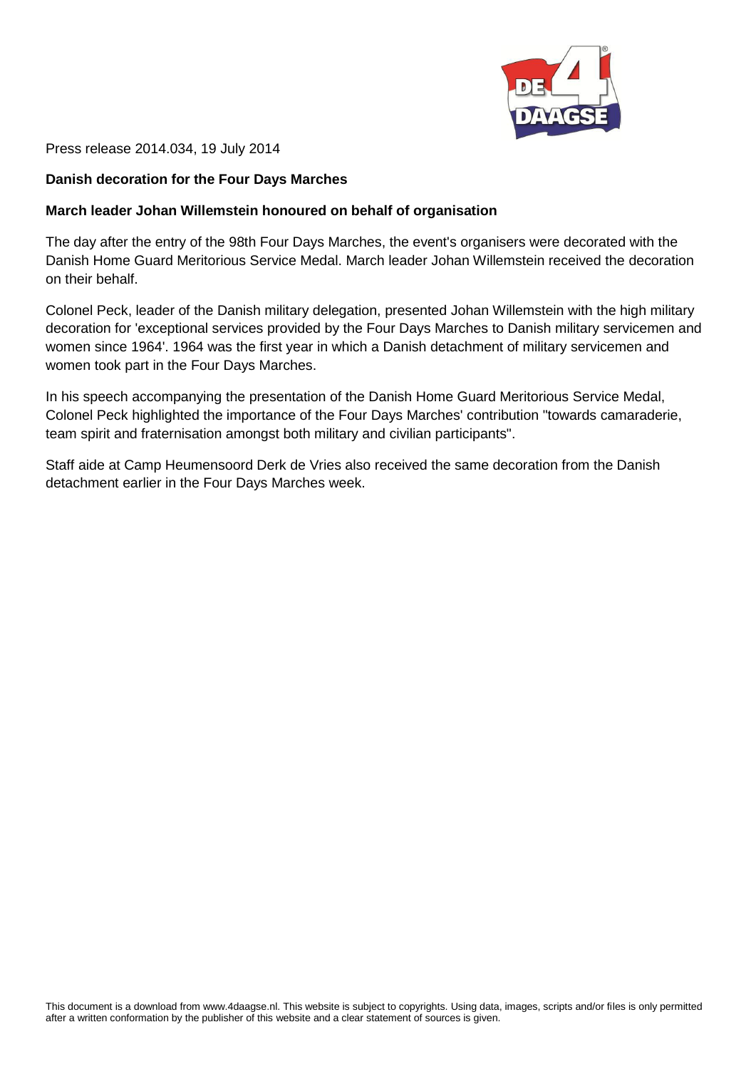Press release 2014.034, 19 July 2014

**Danish decoration for the Four Days Marches**

**March leader Johan Willemstein honoured on behalf of organisation**

The day after the entry of the 98th Four Days Marches, the event's organisers were decorated with the Danish Home Guard Meritorious Service Medal. March leader Johan Willemstein received the decoration on their behalf.

Colonel Peck, leader of the Danish military delegation, presented Johan Willemstein with the high military decoration for 'exceptional services provided by the Four Days Marches to Danish military servicemen and women since 1964'. 1964 was the first year in which a Danish detachment of military servicemen and women took part in the Four Days Marches.

In his speech accompanying the presentation of the Danish Home Guard Meritorious Service Medal, Colonel Peck highlighted the importance of the Four Days Marches' contribution "towards camaraderie, team spirit and fraternisation amongst both military and civilian participants".

Staff aide at Camp Heumensoord Derk de Vries also received the same decoration from the Danish detachment earlier in the Four Days Marches week.